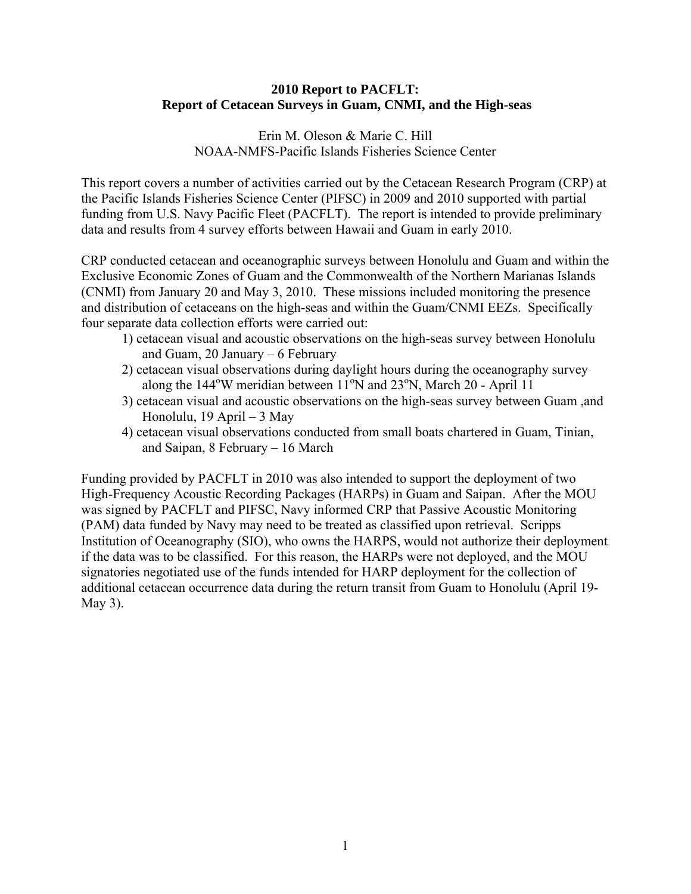# 2010 Report to PACFLT:
# Report of Cetacean Surveys in Guam, CNMI, and the High-seas

Erin M. Oleson & Marie C. Hill
NOAA-NMFS-Pacific Islands Fisheries Science Center

This report covers a number of activities carried out by the Cetacean Research Program (CRP) at the Pacific Islands Fisheries Science Center (PIFSC) in 2009 and 2010 supported with partial funding from U.S. Navy Pacific Fleet (PACFLT). The report is intended to provide preliminary data and results from 4 survey efforts between Hawaii and Guam in early 2010.

CRP conducted cetacean and oceanographic surveys between Honolulu and Guam and within the Exclusive Economic Zones of Guam and the Commonwealth of the Northern Marianas Islands (CNMI) from January 20 and May 3, 2010. These missions included monitoring the presence and distribution of cetaceans on the high-seas and within the Guam/CNMI EEZs. Specifically four separate data collection efforts were carried out:

1) cetacean visual and acoustic observations on the high-seas survey between Honolulu and Guam, 20 January – 6 February
2) cetacean visual observations during daylight hours during the oceanography survey along the 144$^{o}$W meridian between 11$^{o}$N and 23$^{o}$N, March 20 - April 11
3) cetacean visual and acoustic observations on the high-seas survey between Guam ,and Honolulu, 19 April – 3 May
4) cetacean visual observations conducted from small boats chartered in Guam, Tinian, and Saipan, 8 February – 16 March

Funding provided by PACFLT in 2010 was also intended to support the deployment of two High-Frequency Acoustic Recording Packages (HARPs) in Guam and Saipan. After the MOU was signed by PACFLT and PIFSC, Navy informed CRP that Passive Acoustic Monitoring (PAM) data funded by Navy may need to be treated as classified upon retrieval. Scripps Institution of Oceanography (SIO), who owns the HARPS, would not authorize their deployment if the data was to be classified. For this reason, the HARPs were not deployed, and the MOU signatories negotiated use of the funds intended for HARP deployment for the collection of additional cetacean occurrence data during the return transit from Guam to Honolulu (April 19-May 3).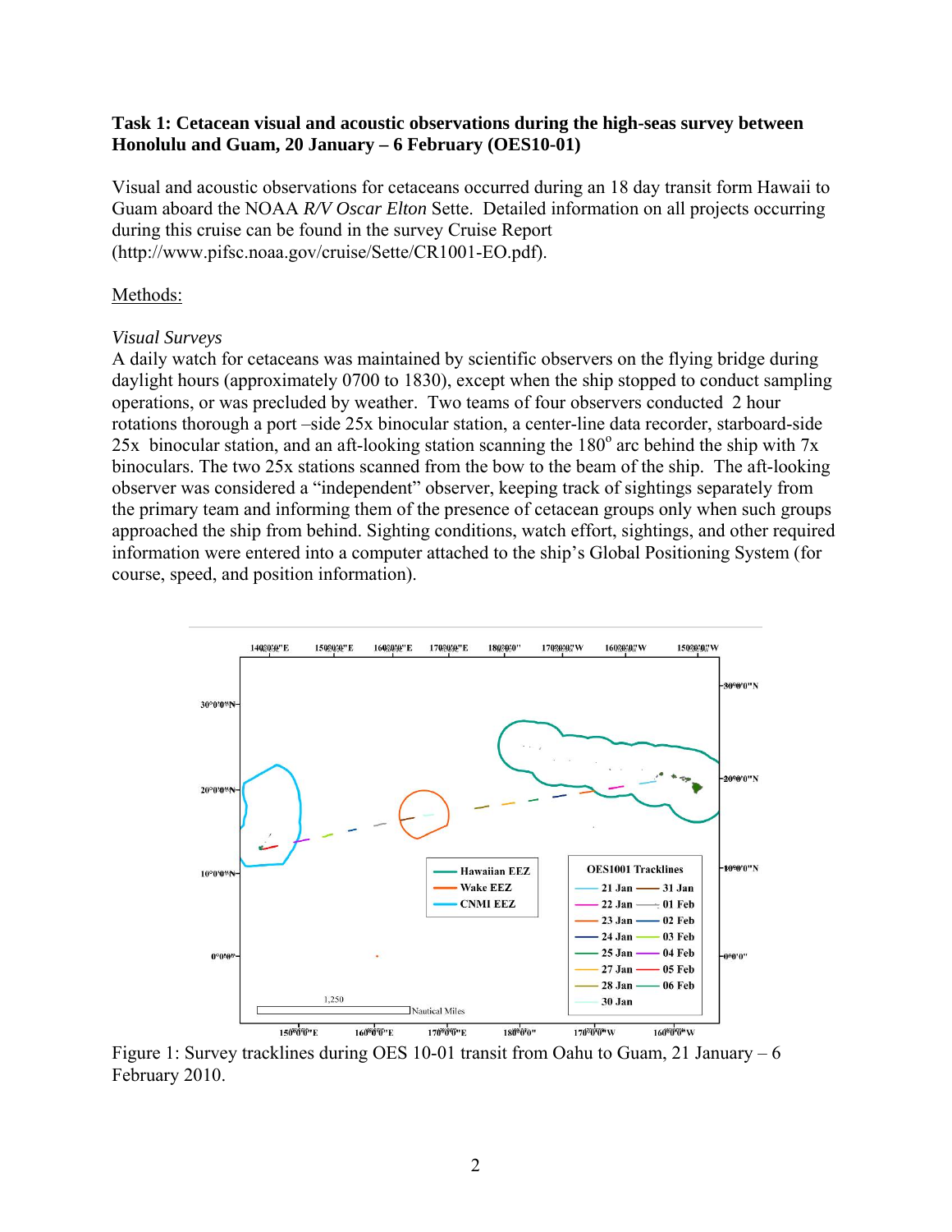**Task 1: Cetacean visual and acoustic observations during the high-seas survey between Honolulu and Guam, 20 January – 6 February (OES10-01)**

Visual and acoustic observations for cetaceans occurred during an 18 day transit form Hawaii to Guam aboard the NOAA *R/V Oscar Elton* Sette. Detailed information on all projects occurring during this cruise can be found in the survey Cruise Report (http://www.pifsc.noaa.gov/cruise/Sette/CR1001-EO.pdf).

Methods:

*Visual Surveys*

A daily watch for cetaceans was maintained by scientific observers on the flying bridge during daylight hours (approximately 0700 to 1830), except when the ship stopped to conduct sampling operations, or was precluded by weather. Two teams of four observers conducted 2 hour rotations thorough a port –side 25x binocular station, a center-line data recorder, starboard-side 25x binocular station, and an aft-looking station scanning the 180° arc behind the ship with 7x binoculars. The two 25x stations scanned from the bow to the beam of the ship. The aft-looking observer was considered a "independent" observer, keeping track of sightings separately from the primary team and informing them of the presence of cetacean groups only when such groups approached the ship from behind. Sighting conditions, watch effort, sightings, and other required information were entered into a computer attached to the ship's Global Positioning System (for course, speed, and position information).

Figure 1: Survey tracklines during OES 10-01 transit from Oahu to Guam, 21 January – 6 February 2010.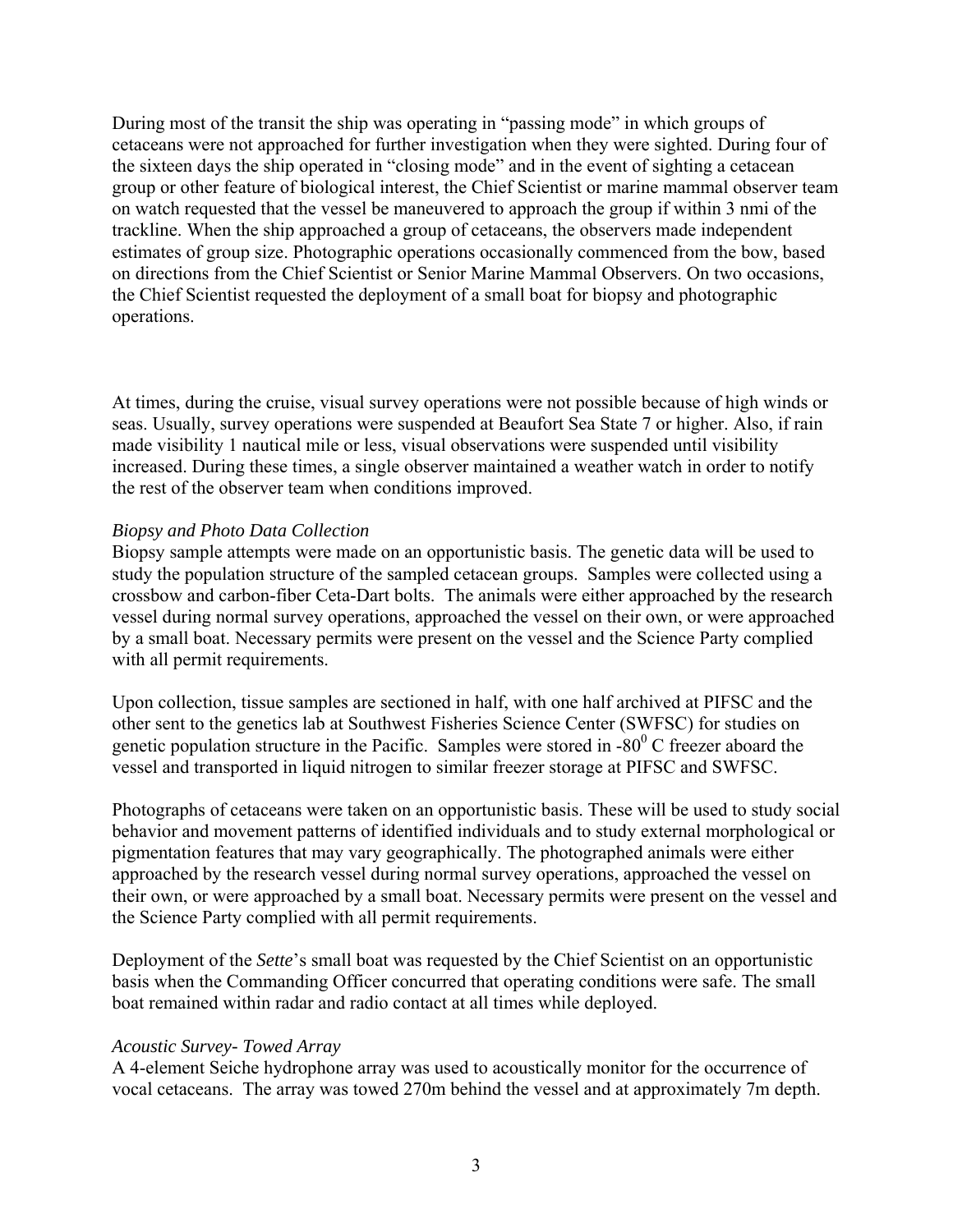During most of the transit the ship was operating in "passing mode" in which groups of cetaceans were not approached for further investigation when they were sighted. During four of the sixteen days the ship operated in "closing mode" and in the event of sighting a cetacean group or other feature of biological interest, the Chief Scientist or marine mammal observer team on watch requested that the vessel be maneuvered to approach the group if within 3 nmi of the trackline. When the ship approached a group of cetaceans, the observers made independent estimates of group size. Photographic operations occasionally commenced from the bow, based on directions from the Chief Scientist or Senior Marine Mammal Observers. On two occasions, the Chief Scientist requested the deployment of a small boat for biopsy and photographic operations.

At times, during the cruise, visual survey operations were not possible because of high winds or seas. Usually, survey operations were suspended at Beaufort Sea State 7 or higher. Also, if rain made visibility 1 nautical mile or less, visual observations were suspended until visibility increased. During these times, a single observer maintained a weather watch in order to notify the rest of the observer team when conditions improved.

*Biopsy and Photo Data Collection*

Biopsy sample attempts were made on an opportunistic basis. The genetic data will be used to study the population structure of the sampled cetacean groups. Samples were collected using a crossbow and carbon-fiber Ceta-Dart bolts. The animals were either approached by the research vessel during normal survey operations, approached the vessel on their own, or were approached by a small boat. Necessary permits were present on the vessel and the Science Party complied with all permit requirements.

Upon collection, tissue samples are sectioned in half, with one half archived at PIFSC and the other sent to the genetics lab at Southwest Fisheries Science Center (SWFSC) for studies on genetic population structure in the Pacific. Samples were stored in -80$^{0}$ C freezer aboard the vessel and transported in liquid nitrogen to similar freezer storage at PIFSC and SWFSC.

Photographs of cetaceans were taken on an opportunistic basis. These will be used to study social behavior and movement patterns of identified individuals and to study external morphological or pigmentation features that may vary geographically. The photographed animals were either approached by the research vessel during normal survey operations, approached the vessel on their own, or were approached by a small boat. Necessary permits were present on the vessel and the Science Party complied with all permit requirements.

Deployment of the *Sette*'s small boat was requested by the Chief Scientist on an opportunistic basis when the Commanding Officer concurred that operating conditions were safe. The small boat remained within radar and radio contact at all times while deployed.

*Acoustic Survey- Towed Array*

A 4-element Seiche hydrophone array was used to acoustically monitor for the occurrence of vocal cetaceans. The array was towed 270m behind the vessel and at approximately 7m depth.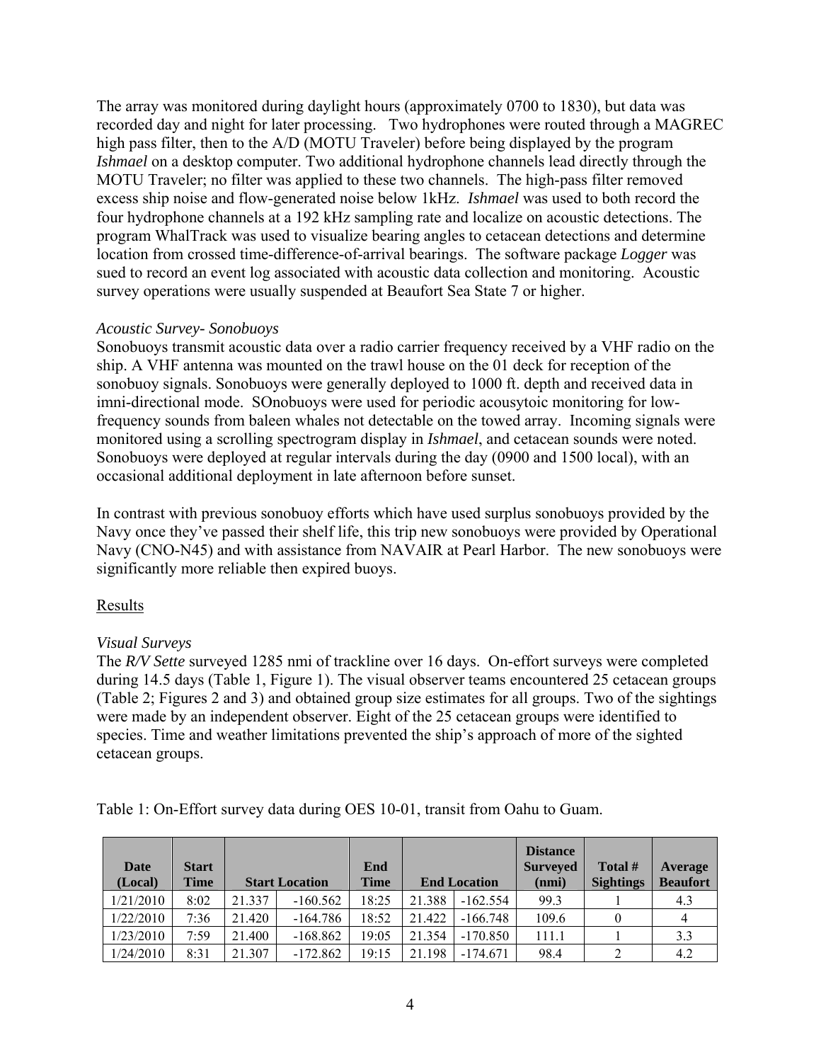The array was monitored during daylight hours (approximately 0700 to 1830), but data was recorded day and night for later processing. Two hydrophones were routed through a MAGREC high pass filter, then to the A/D (MOTU Traveler) before being displayed by the program *Ishmael* on a desktop computer. Two additional hydrophone channels lead directly through the MOTU Traveler; no filter was applied to these two channels. The high-pass filter removed excess ship noise and flow-generated noise below 1kHz. *Ishmael* was used to both record the four hydrophone channels at a 192 kHz sampling rate and localize on acoustic detections. The program WhalTrack was used to visualize bearing angles to cetacean detections and determine location from crossed time-difference-of-arrival bearings. The software package *Logger* was sued to record an event log associated with acoustic data collection and monitoring. Acoustic survey operations were usually suspended at Beaufort Sea State 7 or higher.

*Acoustic Survey- Sonobuoys*

Sonobuoys transmit acoustic data over a radio carrier frequency received by a VHF radio on the ship. A VHF antenna was mounted on the trawl house on the 01 deck for reception of the sonobuoy signals. Sonobuoys were generally deployed to 1000 ft. depth and received data in imni-directional mode. SOnobuoys were used for periodic acousytoic monitoring for low-frequency sounds from baleen whales not detectable on the towed array. Incoming signals were monitored using a scrolling spectrogram display in *Ishmael*, and cetacean sounds were noted. Sonobuoys were deployed at regular intervals during the day (0900 and 1500 local), with an occasional additional deployment in late afternoon before sunset.

In contrast with previous sonobuoy efforts which have used surplus sonobuoys provided by the Navy once they've passed their shelf life, this trip new sonobuoys were provided by Operational Navy (CNO-N45) and with assistance from NAVAIR at Pearl Harbor. The new sonobuoys were significantly more reliable then expired buoys.

## Results

*Visual Surveys*

The *R/V Sette* surveyed 1285 nmi of trackline over 16 days. On-effort surveys were completed during 14.5 days (Table 1, Figure 1). The visual observer teams encountered 25 cetacean groups (Table 2; Figures 2 and 3) and obtained group size estimates for all groups. Two of the sightings were made by an independent observer. Eight of the 25 cetacean groups were identified to species. Time and weather limitations prevented the ship's approach of more of the sighted cetacean groups.

Table 1: On-Effort survey data during OES 10-01, transit from Oahu to Guam.

| Date (Local) | Start Time | Start Location | | End Time | End Location | | Distance Surveyed (nmi) | Total # Sightings | Average Beaufort |
|---|---|---|---|---|---|---|---|---|---|
| 1/21/2010 | 8:02 | 21.337 | -160.562 | 18:25 | 21.388 | -162.554 | 99.3 | 1 | 4.3 |
| 1/22/2010 | 7:36 | 21.420 | -164.786 | 18:52 | 21.422 | -166.748 | 109.6 | 0 | 4 |
| 1/23/2010 | 7:59 | 21.400 | -168.862 | 19:05 | 21.354 | -170.850 | 111.1 | 1 | 3.3 |
| 1/24/2010 | 8:31 | 21.307 | -172.862 | 19:15 | 21.198 | -174.671 | 98.4 | 2 | 4.2 |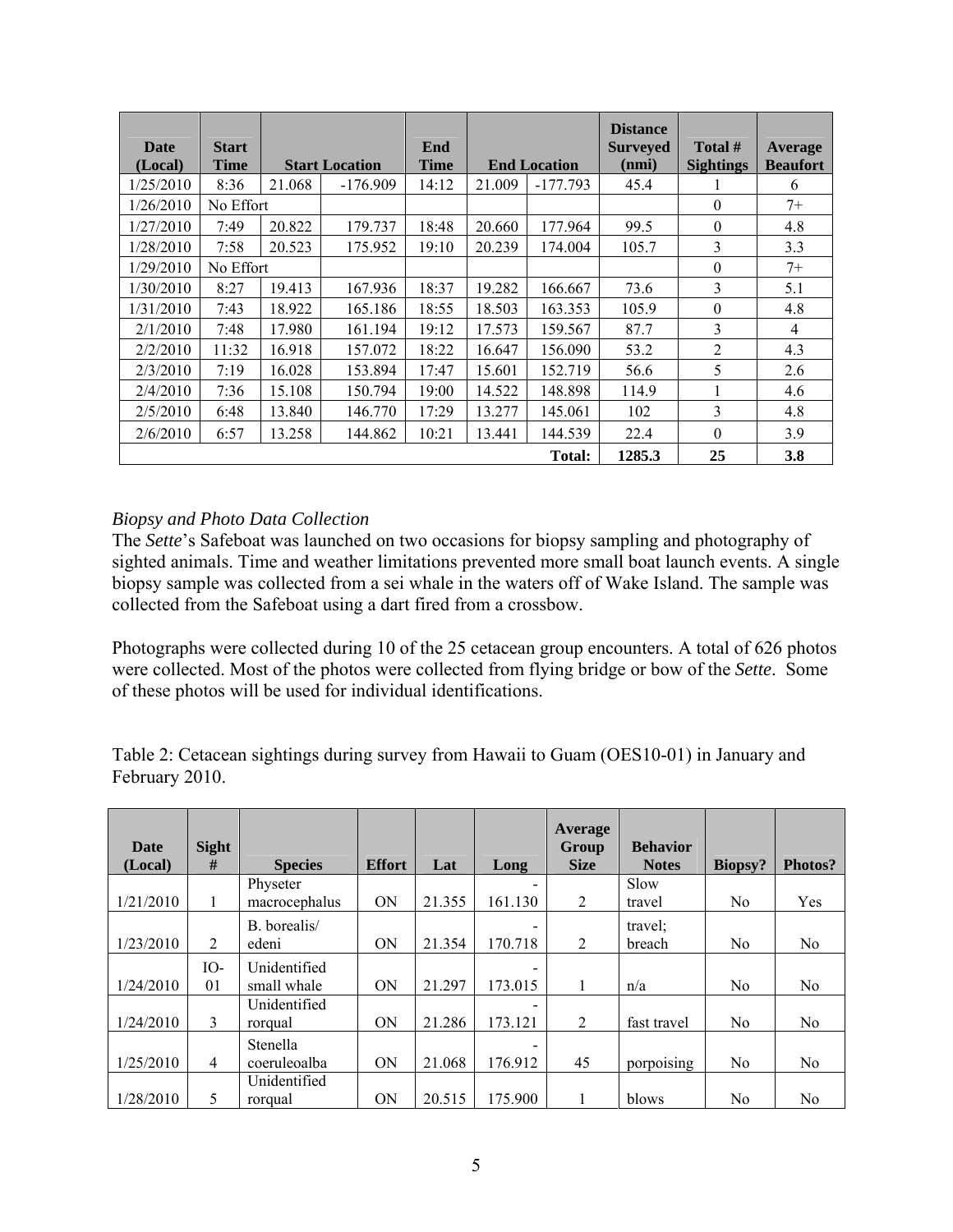| Date (Local) | Start Time | Start Location | | End Time | End Location | | Distance Surveyed (nmi) | Total # Sightings | Average Beaufort |
|---|---|---|---|---|---|---|---|---|---|
| 1/25/2010 | 8:36 | 21.068 | -176.909 | 14:12 | 21.009 | -177.793 | 45.4 | 1 | 6 |
| 1/26/2010 | No Effort | | | | | | | 0 | 7+ |
| 1/27/2010 | 7:49 | 20.822 | 179.737 | 18:48 | 20.660 | 177.964 | 99.5 | 0 | 4.8 |
| 1/28/2010 | 7:58 | 20.523 | 175.952 | 19:10 | 20.239 | 174.004 | 105.7 | 3 | 3.3 |
| 1/29/2010 | No Effort | | | | | | | 0 | 7+ |
| 1/30/2010 | 8:27 | 19.413 | 167.936 | 18:37 | 19.282 | 166.667 | 73.6 | 3 | 5.1 |
| 1/31/2010 | 7:43 | 18.922 | 165.186 | 18:55 | 18.503 | 163.353 | 105.9 | 0 | 4.8 |
| 2/1/2010 | 7:48 | 17.980 | 161.194 | 19:12 | 17.573 | 159.567 | 87.7 | 3 | 4 |
| 2/2/2010 | 11:32 | 16.918 | 157.072 | 18:22 | 16.647 | 156.090 | 53.2 | 2 | 4.3 |
| 2/3/2010 | 7:19 | 16.028 | 153.894 | 17:47 | 15.601 | 152.719 | 56.6 | 5 | 2.6 |
| 2/4/2010 | 7:36 | 15.108 | 150.794 | 19:00 | 14.522 | 148.898 | 114.9 | 1 | 4.6 |
| 2/5/2010 | 6:48 | 13.840 | 146.770 | 17:29 | 13.277 | 145.061 | 102 | 3 | 4.8 |
| 2/6/2010 | 6:57 | 13.258 | 144.862 | 10:21 | 13.441 | 144.539 | 22.4 | 0 | 3.9 |
| | | | | | | **Total:** | **1285.3** | **25** | **3.8** |

*Biopsy and Photo Data Collection*

The *Sette*'s Safeboat was launched on two occasions for biopsy sampling and photography of sighted animals. Time and weather limitations prevented more small boat launch events. A single biopsy sample was collected from a sei whale in the waters off of Wake Island. The sample was collected from the Safeboat using a dart fired from a crossbow.

Photographs were collected during 10 of the 25 cetacean group encounters. A total of 626 photos were collected. Most of the photos were collected from flying bridge or bow of the *Sette*. Some of these photos will be used for individual identifications.

Table 2: Cetacean sightings during survey from Hawaii to Guam (OES10-01) in January and February 2010.

| Date (Local) | Sight # | Species | Effort | Lat | Long | Average Group Size | Behavior Notes | Biopsy? | Photos? |
|---|---|---|---|---|---|---|---|---|---|
| 1/21/2010 | 1 | Physeter macrocephalus | ON | 21.355 | -161.130 | 2 | Slow travel | No | Yes |
| 1/23/2010 | 2 | B. borealis/ edeni | ON | 21.354 | -170.718 | 2 | travel; breach | No | No |
| 1/24/2010 | IO-01 | Unidentified small whale | ON | 21.297 | -173.015 | 1 | n/a | No | No |
| 1/24/2010 | 3 | Unidentified rorqual | ON | 21.286 | -173.121 | 2 | fast travel | No | No |
| 1/25/2010 | 4 | Stenella coeruleoalba | ON | 21.068 | -176.912 | 45 | porpoising | No | No |
| 1/28/2010 | 5 | Unidentified rorqual | ON | 20.515 | 175.900 | 1 | blows | No | No |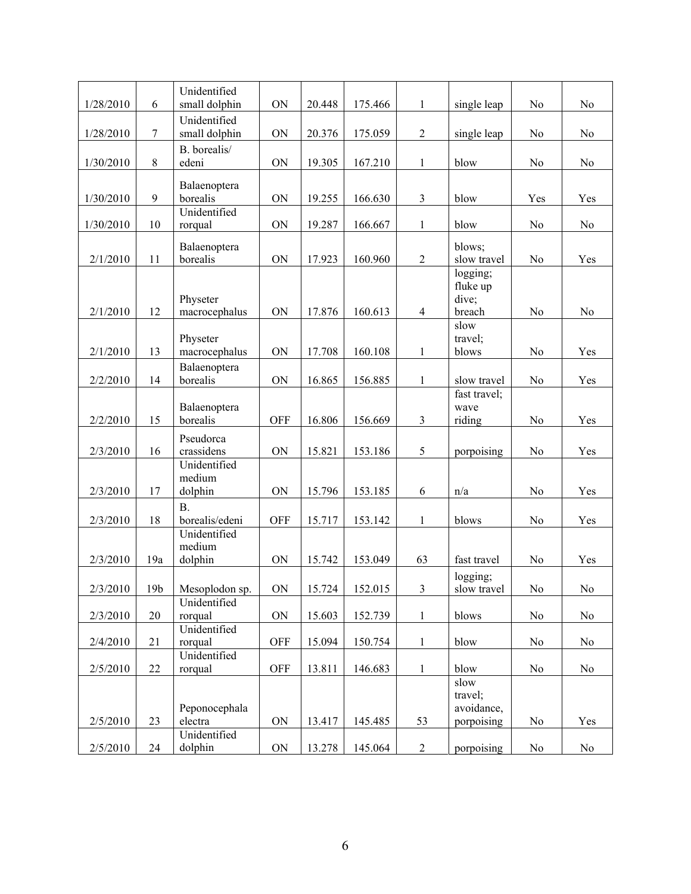| 1/28/2010 | 6 | Unidentified small dolphin | ON | 20.448 | 175.466 | 1 | single leap | No | No |
|---|---|---|---|---|---|---|---|---|---|
| 1/28/2010 | 7 | Unidentified small dolphin | ON | 20.376 | 175.059 | 2 | single leap | No | No |
| 1/30/2010 | 8 | B. borealis/ edeni | ON | 19.305 | 167.210 | 1 | blow | No | No |
| 1/30/2010 | 9 | Balaenoptera borealis | ON | 19.255 | 166.630 | 3 | blow | Yes | Yes |
| 1/30/2010 | 10 | Unidentified rorqual | ON | 19.287 | 166.667 | 1 | blow | No | No |
| 2/1/2010 | 11 | Balaenoptera borealis | ON | 17.923 | 160.960 | 2 | blows; slow travel | No | Yes |
| 2/1/2010 | 12 | Physeter macrocephalus | ON | 17.876 | 160.613 | 4 | logging; fluke up dive; breach | No | No |
| 2/1/2010 | 13 | Physeter macrocephalus | ON | 17.708 | 160.108 | 1 | slow travel; blows | No | Yes |
| 2/2/2010 | 14 | Balaenoptera borealis | ON | 16.865 | 156.885 | 1 | slow travel | No | Yes |
| 2/2/2010 | 15 | Balaenoptera borealis | OFF | 16.806 | 156.669 | 3 | fast travel; wave riding | No | Yes |
| 2/3/2010 | 16 | Pseudorca crassidens | ON | 15.821 | 153.186 | 5 | porpoising | No | Yes |
| 2/3/2010 | 17 | Unidentified medium dolphin | ON | 15.796 | 153.185 | 6 | n/a | No | Yes |
| 2/3/2010 | 18 | B. borealis/edeni | OFF | 15.717 | 153.142 | 1 | blows | No | Yes |
| 2/3/2010 | 19a | Unidentified medium dolphin | ON | 15.742 | 153.049 | 63 | fast travel | No | Yes |
| 2/3/2010 | 19b | Mesoplodon sp. | ON | 15.724 | 152.015 | 3 | logging; slow travel | No | No |
| 2/3/2010 | 20 | Unidentified rorqual | ON | 15.603 | 152.739 | 1 | blows | No | No |
| 2/4/2010 | 21 | Unidentified rorqual | OFF | 15.094 | 150.754 | 1 | blow | No | No |
| 2/5/2010 | 22 | Unidentified rorqual | OFF | 13.811 | 146.683 | 1 | blow | No | No |
| 2/5/2010 | 23 | Peponocephala electra | ON | 13.417 | 145.485 | 53 | slow travel; avoidance, porpoising | No | Yes |
| 2/5/2010 | 24 | Unidentified dolphin | ON | 13.278 | 145.064 | 2 | porpoising | No | No |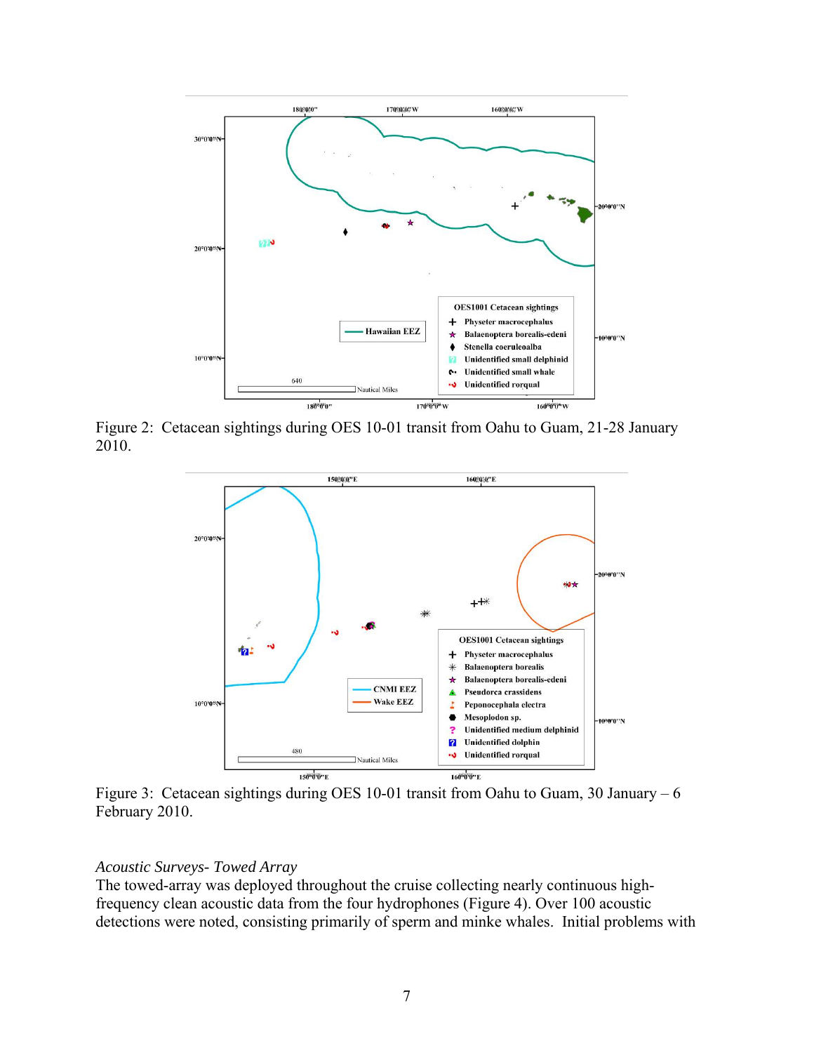Figure 2: Cetacean sightings during OES 10-01 transit from Oahu to Guam, 21-28 January 2010.

Figure 3: Cetacean sightings during OES 10-01 transit from Oahu to Guam, 30 January – 6 February 2010.

*Acoustic Surveys- Towed Array*

The towed-array was deployed throughout the cruise collecting nearly continuous high-frequency clean acoustic data from the four hydrophones (Figure 4). Over 100 acoustic detections were noted, consisting primarily of sperm and minke whales. Initial problems with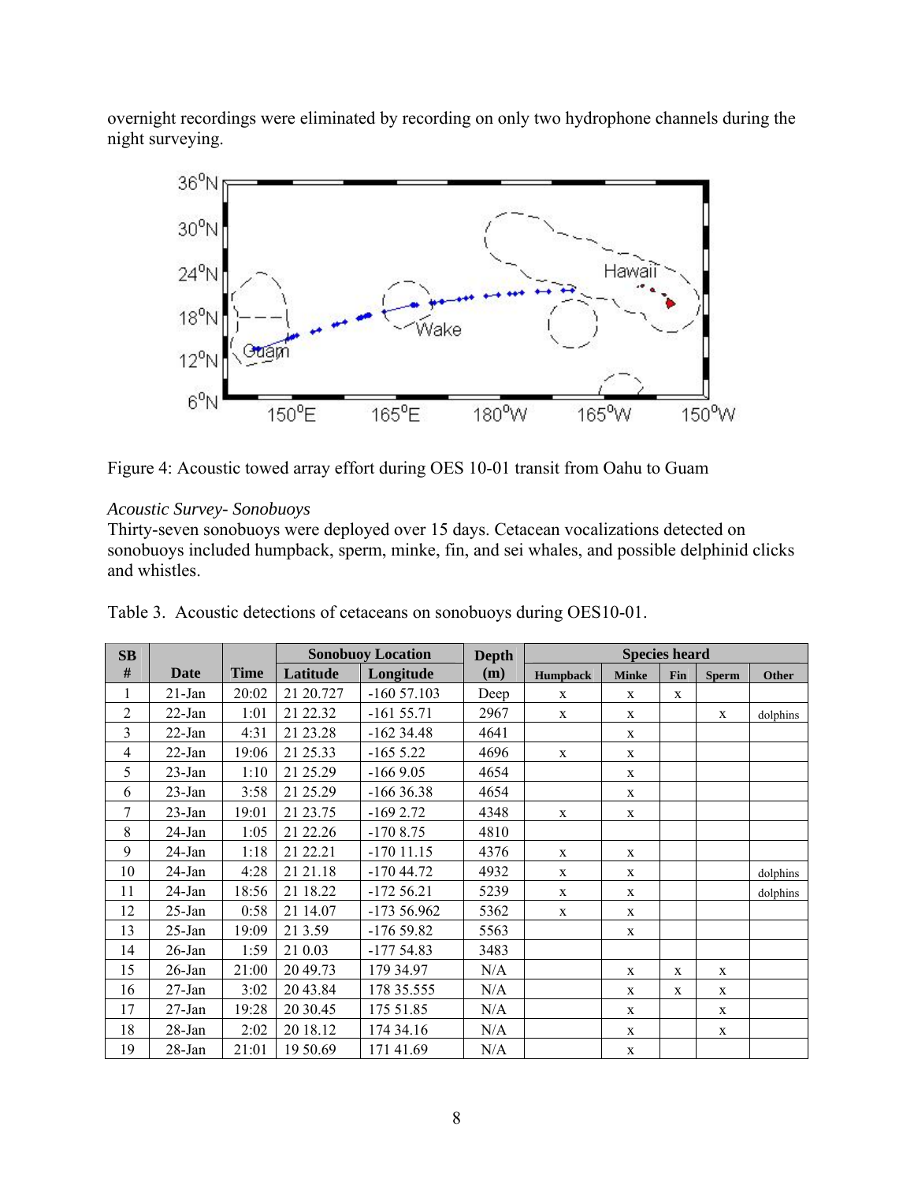overnight recordings were eliminated by recording on only two hydrophone channels during the night surveying.

Figure 4: Acoustic towed array effort during OES 10-01 transit from Oahu to Guam

*Acoustic Survey- Sonobuoys*

Thirty-seven sonobuoys were deployed over 15 days. Cetacean vocalizations detected on sonobuoys included humpback, sperm, minke, fin, and sei whales, and possible delphinid clicks and whistles.

Table 3. Acoustic detections of cetaceans on sonobuoys during OES10-01.

| SB # | Date | Time | Sonobuoy Location | | Depth (m) | Species heard | | | | |
|---|---|---|---|---|---|---|---|---|---|---|
| | | | Latitude | Longitude | | Humpback | Minke | Fin | Sperm | Other |
| 1 | 21-Jan | 20:02 | 21 20.727 | -160 57.103 | Deep | x | x | x | | |
| 2 | 22-Jan | 1:01 | 21 22.32 | -161 55.71 | 2967 | x | x | | x | dolphins |
| 3 | 22-Jan | 4:31 | 21 23.28 | -162 34.48 | 4641 | | x | | | |
| 4 | 22-Jan | 19:06 | 21 25.33 | -165 5.22 | 4696 | x | x | | | |
| 5 | 23-Jan | 1:10 | 21 25.29 | -166 9.05 | 4654 | | x | | | |
| 6 | 23-Jan | 3:58 | 21 25.29 | -166 36.38 | 4654 | | x | | | |
| 7 | 23-Jan | 19:01 | 21 23.75 | -169 2.72 | 4348 | x | x | | | |
| 8 | 24-Jan | 1:05 | 21 22.26 | -170 8.75 | 4810 | | | | | |
| 9 | 24-Jan | 1:18 | 21 22.21 | -170 11.15 | 4376 | x | x | | | |
| 10 | 24-Jan | 4:28 | 21 21.18 | -170 44.72 | 4932 | x | x | | | dolphins |
| 11 | 24-Jan | 18:56 | 21 18.22 | -172 56.21 | 5239 | x | x | | | dolphins |
| 12 | 25-Jan | 0:58 | 21 14.07 | -173 56.962 | 5362 | x | x | | | |
| 13 | 25-Jan | 19:09 | 21 3.59 | -176 59.82 | 5563 | | x | | | |
| 14 | 26-Jan | 1:59 | 21 0.03 | -177 54.83 | 3483 | | | | | |
| 15 | 26-Jan | 21:00 | 20 49.73 | 179 34.97 | N/A | | x | x | x | |
| 16 | 27-Jan | 3:02 | 20 43.84 | 178 35.555 | N/A | | x | x | x | |
| 17 | 27-Jan | 19:28 | 20 30.45 | 175 51.85 | N/A | | x | | x | |
| 18 | 28-Jan | 2:02 | 20 18.12 | 174 34.16 | N/A | | x | | x | |
| 19 | 28-Jan | 21:01 | 19 50.69 | 171 41.69 | N/A | | x | | | |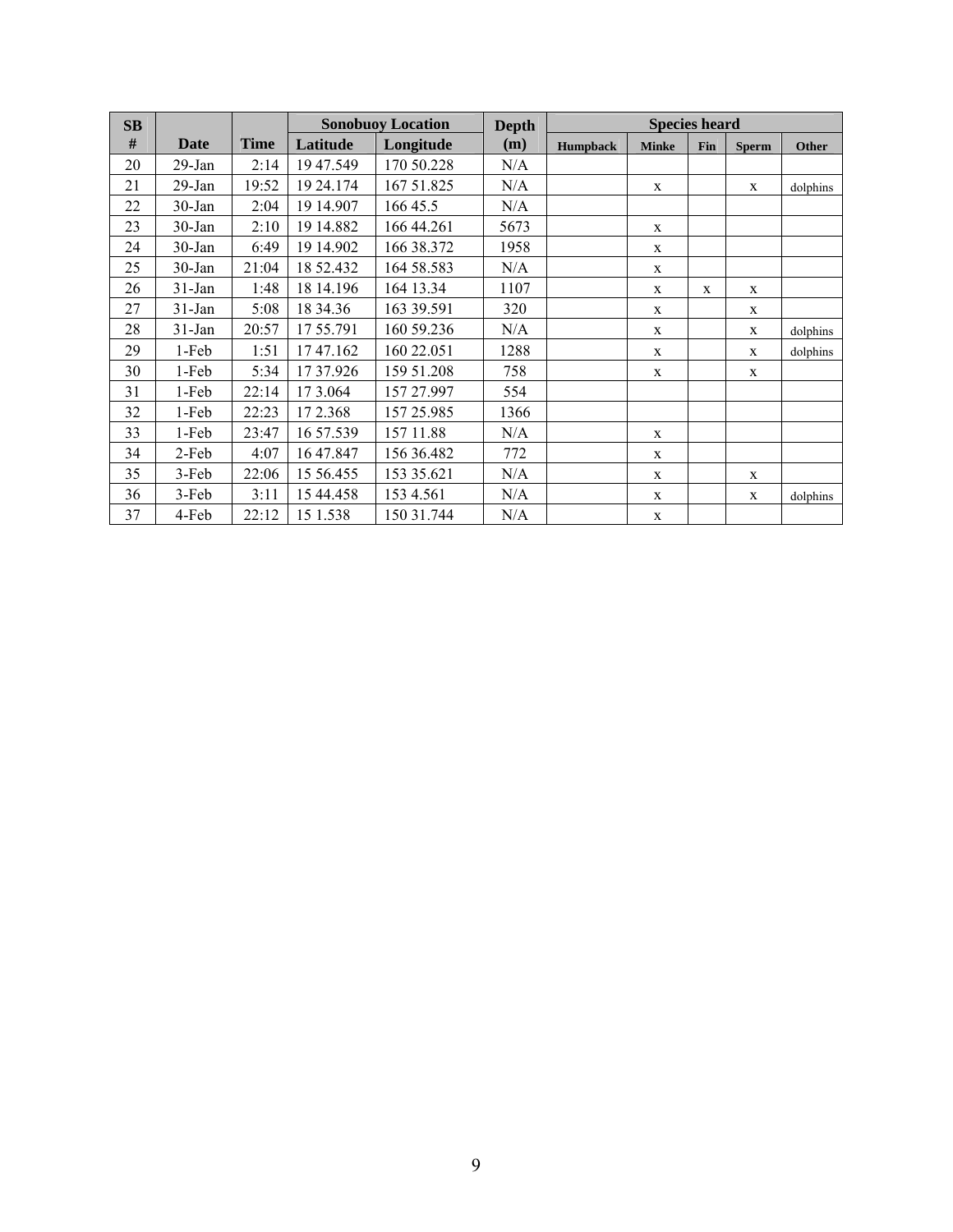| SB # | Date | Time | Sonobuoy Location | | Depth (m) | Species heard | | | | |
|---|---|---|---|---|---|---|---|---|---|---|
| | | | Latitude | Longitude | | Humpback | Minke | Fin | Sperm | Other |
| 20 | 29-Jan | 2:14 | 19 47.549 | 170 50.228 | N/A | | | | | |
| 21 | 29-Jan | 19:52 | 19 24.174 | 167 51.825 | N/A | | x | | x | dolphins |
| 22 | 30-Jan | 2:04 | 19 14.907 | 166 45.5 | N/A | | | | | |
| 23 | 30-Jan | 2:10 | 19 14.882 | 166 44.261 | 5673 | | x | | | |
| 24 | 30-Jan | 6:49 | 19 14.902 | 166 38.372 | 1958 | | x | | | |
| 25 | 30-Jan | 21:04 | 18 52.432 | 164 58.583 | N/A | | x | | | |
| 26 | 31-Jan | 1:48 | 18 14.196 | 164 13.34 | 1107 | | x | x | x | |
| 27 | 31-Jan | 5:08 | 18 34.36 | 163 39.591 | 320 | | x | | x | |
| 28 | 31-Jan | 20:57 | 17 55.791 | 160 59.236 | N/A | | x | | x | dolphins |
| 29 | 1-Feb | 1:51 | 17 47.162 | 160 22.051 | 1288 | | x | | x | dolphins |
| 30 | 1-Feb | 5:34 | 17 37.926 | 159 51.208 | 758 | | x | | x | |
| 31 | 1-Feb | 22:14 | 17 3.064 | 157 27.997 | 554 | | | | | |
| 32 | 1-Feb | 22:23 | 17 2.368 | 157 25.985 | 1366 | | | | | |
| 33 | 1-Feb | 23:47 | 16 57.539 | 157 11.88 | N/A | | x | | | |
| 34 | 2-Feb | 4:07 | 16 47.847 | 156 36.482 | 772 | | x | | | |
| 35 | 3-Feb | 22:06 | 15 56.455 | 153 35.621 | N/A | | x | | x | |
| 36 | 3-Feb | 3:11 | 15 44.458 | 153 4.561 | N/A | | x | | x | dolphins |
| 37 | 4-Feb | 22:12 | 15 1.538 | 150 31.744 | N/A | | x | | | |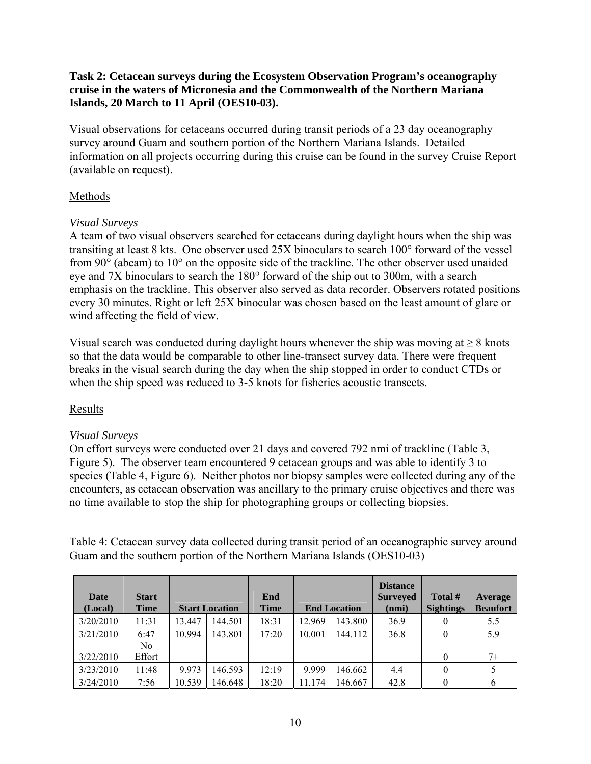**Task 2: Cetacean surveys during the Ecosystem Observation Program's oceanography cruise in the waters of Micronesia and the Commonwealth of the Northern Mariana Islands, 20 March to 11 April (OES10-03).**

Visual observations for cetaceans occurred during transit periods of a 23 day oceanography survey around Guam and southern portion of the Northern Mariana Islands. Detailed information on all projects occurring during this cruise can be found in the survey Cruise Report (available on request).

Methods

*Visual Surveys*

A team of two visual observers searched for cetaceans during daylight hours when the ship was transiting at least 8 kts. One observer used 25X binoculars to search 100° forward of the vessel from 90° (abeam) to 10° on the opposite side of the trackline. The other observer used unaided eye and 7X binoculars to search the 180° forward of the ship out to 300m, with a search emphasis on the trackline. This observer also served as data recorder. Observers rotated positions every 30 minutes. Right or left 25X binocular was chosen based on the least amount of glare or wind affecting the field of view.

Visual search was conducted during daylight hours whenever the ship was moving at ≥ 8 knots so that the data would be comparable to other line-transect survey data. There were frequent breaks in the visual search during the day when the ship stopped in order to conduct CTDs or when the ship speed was reduced to 3-5 knots for fisheries acoustic transects.

Results

*Visual Surveys*

On effort surveys were conducted over 21 days and covered 792 nmi of trackline (Table 3, Figure 5). The observer team encountered 9 cetacean groups and was able to identify 3 to species (Table 4, Figure 6). Neither photos nor biopsy samples were collected during any of the encounters, as cetacean observation was ancillary to the primary cruise objectives and there was no time available to stop the ship for photographing groups or collecting biopsies.

Table 4: Cetacean survey data collected during transit period of an oceanographic survey around Guam and the southern portion of the Northern Mariana Islands (OES10-03)

| Date (Local) | Start Time | Start Location | | End Time | End Location | | Distance Surveyed (nmi) | Total # Sightings | Average Beaufort |
|---|---|---|---|---|---|---|---|---|---|
| 3/20/2010 | 11:31 | 13.447 | 144.501 | 18:31 | 12.969 | 143.800 | 36.9 | 0 | 5.5 |
| 3/21/2010 | 6:47 | 10.994 | 143.801 | 17:20 | 10.001 | 144.112 | 36.8 | 0 | 5.9 |
| 3/22/2010 | No Effort | | | | | | | 0 | 7+ |
| 3/23/2010 | 11:48 | 9.973 | 146.593 | 12:19 | 9.999 | 146.662 | 4.4 | 0 | 5 |
| 3/24/2010 | 7:56 | 10.539 | 146.648 | 18:20 | 11.174 | 146.667 | 42.8 | 0 | 6 |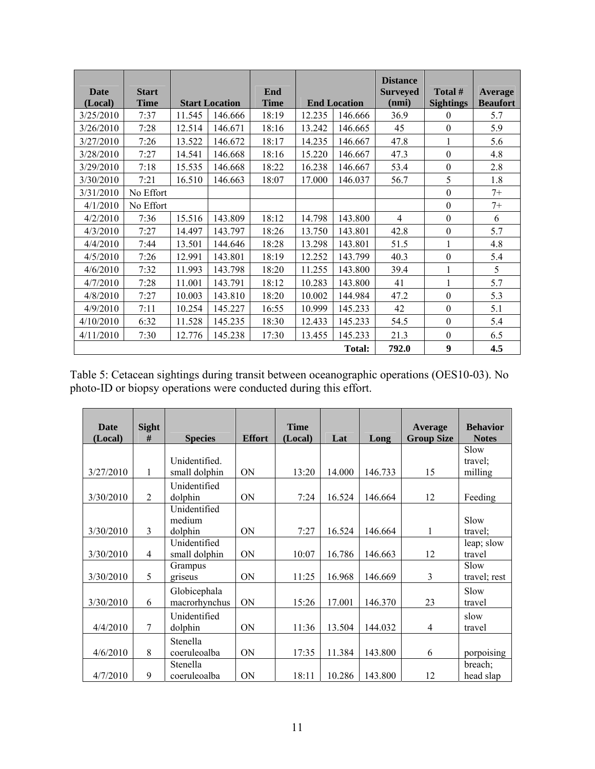| Date (Local) | Start Time | Start Location | | End Time | End Location | | Distance Surveyed (nmi) | Total # Sightings | Average Beaufort |
|---|---|---|---|---|---|---|---|---|---|
| 3/25/2010 | 7:37 | 11.545 | 146.666 | 18:19 | 12.235 | 146.666 | 36.9 | 0 | 5.7 |
| 3/26/2010 | 7:28 | 12.514 | 146.671 | 18:16 | 13.242 | 146.665 | 45 | 0 | 5.9 |
| 3/27/2010 | 7:26 | 13.522 | 146.672 | 18:17 | 14.235 | 146.667 | 47.8 | 1 | 5.6 |
| 3/28/2010 | 7:27 | 14.541 | 146.668 | 18:16 | 15.220 | 146.667 | 47.3 | 0 | 4.8 |
| 3/29/2010 | 7:18 | 15.535 | 146.668 | 18:22 | 16.238 | 146.667 | 53.4 | 0 | 2.8 |
| 3/30/2010 | 7:21 | 16.510 | 146.663 | 18:07 | 17.000 | 146.037 | 56.7 | 5 | 1.8 |
| 3/31/2010 | No Effort | | | | | | | 0 | 7+ |
| 4/1/2010 | No Effort | | | | | | | 0 | 7+ |
| 4/2/2010 | 7:36 | 15.516 | 143.809 | 18:12 | 14.798 | 143.800 | 4 | 0 | 6 |
| 4/3/2010 | 7:27 | 14.497 | 143.797 | 18:26 | 13.750 | 143.801 | 42.8 | 0 | 5.7 |
| 4/4/2010 | 7:44 | 13.501 | 144.646 | 18:28 | 13.298 | 143.801 | 51.5 | 1 | 4.8 |
| 4/5/2010 | 7:26 | 12.991 | 143.801 | 18:19 | 12.252 | 143.799 | 40.3 | 0 | 5.4 |
| 4/6/2010 | 7:32 | 11.993 | 143.798 | 18:20 | 11.255 | 143.800 | 39.4 | 1 | 5 |
| 4/7/2010 | 7:28 | 11.001 | 143.791 | 18:12 | 10.283 | 143.800 | 41 | 1 | 5.7 |
| 4/8/2010 | 7:27 | 10.003 | 143.810 | 18:20 | 10.002 | 144.984 | 47.2 | 0 | 5.3 |
| 4/9/2010 | 7:11 | 10.254 | 145.227 | 16:55 | 10.999 | 145.233 | 42 | 0 | 5.1 |
| 4/10/2010 | 6:32 | 11.528 | 145.235 | 18:30 | 12.433 | 145.233 | 54.5 | 0 | 5.4 |
| 4/11/2010 | 7:30 | 12.776 | 145.238 | 17:30 | 13.455 | 145.233 | 21.3 | 0 | 6.5 |
| | | | | | | **Total:** | **792.0** | **9** | **4.5** |

Table 5: Cetacean sightings during transit between oceanographic operations (OES10-03). No photo-ID or biopsy operations were conducted during this effort.

| Date (Local) | Sight # | Species | Effort | Time (Local) | Lat | Long | Average Group Size | Behavior Notes |
|---|---|---|---|---|---|---|---|---|
| 3/27/2010 | 1 | Unidentified. small dolphin | ON | 13:20 | 14.000 | 146.733 | 15 | Slow travel; milling |
| 3/30/2010 | 2 | Unidentified dolphin | ON | 7:24 | 16.524 | 146.664 | 12 | Feeding |
| 3/30/2010 | 3 | Unidentified medium dolphin | ON | 7:27 | 16.524 | 146.664 | 1 | Slow travel; |
| 3/30/2010 | 4 | Unidentified small dolphin | ON | 10:07 | 16.786 | 146.663 | 12 | leap; slow travel |
| 3/30/2010 | 5 | Grampus griseus | ON | 11:25 | 16.968 | 146.669 | 3 | Slow travel; rest |
| 3/30/2010 | 6 | Globicephala macrorhynchus | ON | 15:26 | 17.001 | 146.370 | 23 | Slow travel |
| 4/4/2010 | 7 | Unidentified dolphin | ON | 11:36 | 13.504 | 144.032 | 4 | slow travel |
| 4/6/2010 | 8 | Stenella coeruleoalba | ON | 17:35 | 11.384 | 143.800 | 6 | porpoising |
| 4/7/2010 | 9 | Stenella coeruleoalba | ON | 18:11 | 10.286 | 143.800 | 12 | breach; head slap |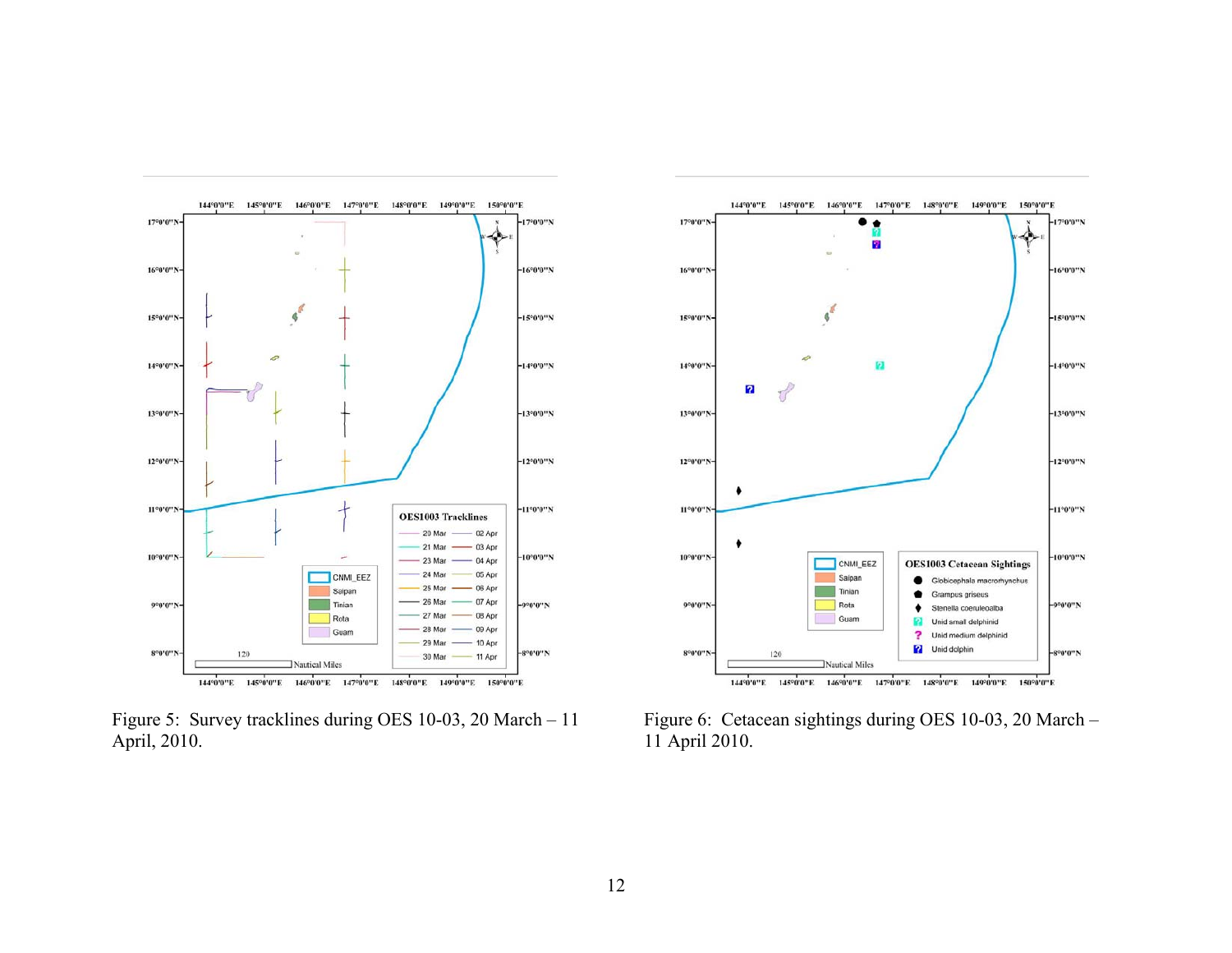Figure 5: Survey tracklines during OES 10-03, 20 March – 11 April, 2010.

Figure 6: Cetacean sightings during OES 10-03, 20 March – 11 April 2010.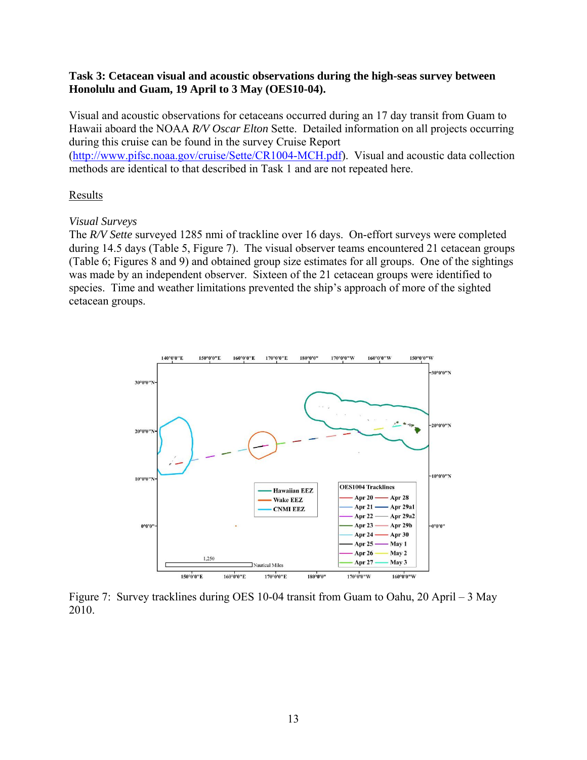**Task 3: Cetacean visual and acoustic observations during the high-seas survey between Honolulu and Guam, 19 April to 3 May (OES10-04).**

Visual and acoustic observations for cetaceans occurred during an 17 day transit from Guam to Hawaii aboard the NOAA *R/V Oscar Elton* Sette. Detailed information on all projects occurring during this cruise can be found in the survey Cruise Report (http://www.pifsc.noaa.gov/cruise/Sette/CR1004-MCH.pdf). Visual and acoustic data collection methods are identical to that described in Task 1 and are not repeated here.

Results

*Visual Surveys*

The *R/V Sette* surveyed 1285 nmi of trackline over 16 days. On-effort surveys were completed during 14.5 days (Table 5, Figure 7). The visual observer teams encountered 21 cetacean groups (Table 6; Figures 8 and 9) and obtained group size estimates for all groups. One of the sightings was made by an independent observer. Sixteen of the 21 cetacean groups were identified to species. Time and weather limitations prevented the ship's approach of more of the sighted cetacean groups.

Figure 7: Survey tracklines during OES 10-04 transit from Guam to Oahu, 20 April – 3 May 2010.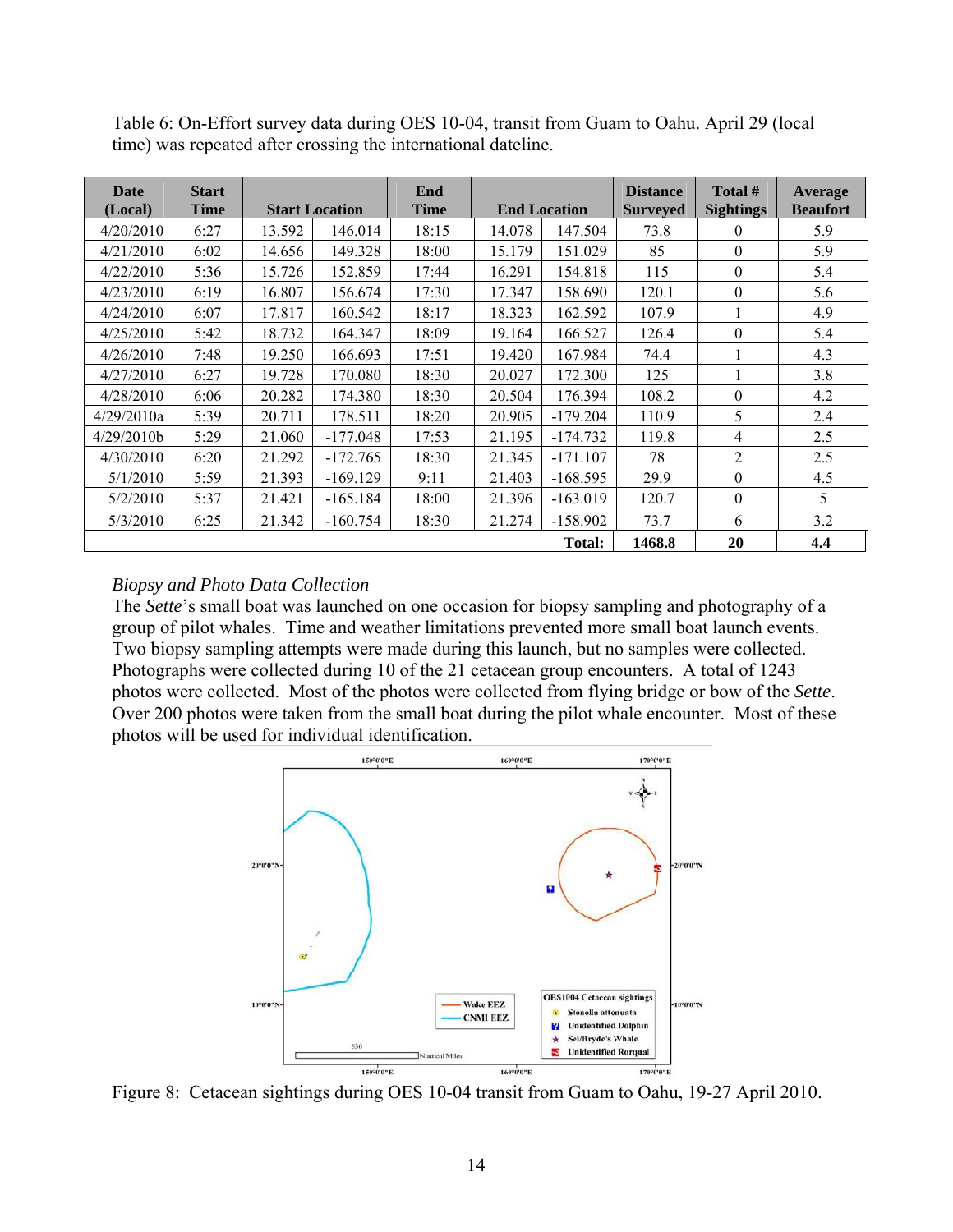Table 6: On-Effort survey data during OES 10-04, transit from Guam to Oahu. April 29 (local time) was repeated after crossing the international dateline.

| Date (Local) | Start Time | Start Location | | End Time | End Location | | Distance Surveyed | Total # Sightings | Average Beaufort |
|---|---|---|---|---|---|---|---|---|---|
| 4/20/2010 | 6:27 | 13.592 | 146.014 | 18:15 | 14.078 | 147.504 | 73.8 | 0 | 5.9 |
| 4/21/2010 | 6:02 | 14.656 | 149.328 | 18:00 | 15.179 | 151.029 | 85 | 0 | 5.9 |
| 4/22/2010 | 5:36 | 15.726 | 152.859 | 17:44 | 16.291 | 154.818 | 115 | 0 | 5.4 |
| 4/23/2010 | 6:19 | 16.807 | 156.674 | 17:30 | 17.347 | 158.690 | 120.1 | 0 | 5.6 |
| 4/24/2010 | 6:07 | 17.817 | 160.542 | 18:17 | 18.323 | 162.592 | 107.9 | 1 | 4.9 |
| 4/25/2010 | 5:42 | 18.732 | 164.347 | 18:09 | 19.164 | 166.527 | 126.4 | 0 | 5.4 |
| 4/26/2010 | 7:48 | 19.250 | 166.693 | 17:51 | 19.420 | 167.984 | 74.4 | 1 | 4.3 |
| 4/27/2010 | 6:27 | 19.728 | 170.080 | 18:30 | 20.027 | 172.300 | 125 | 1 | 3.8 |
| 4/28/2010 | 6:06 | 20.282 | 174.380 | 18:30 | 20.504 | 176.394 | 108.2 | 0 | 4.2 |
| 4/29/2010a | 5:39 | 20.711 | 178.511 | 18:20 | 20.905 | -179.204 | 110.9 | 5 | 2.4 |
| 4/29/2010b | 5:29 | 21.060 | -177.048 | 17:53 | 21.195 | -174.732 | 119.8 | 4 | 2.5 |
| 4/30/2010 | 6:20 | 21.292 | -172.765 | 18:30 | 21.345 | -171.107 | 78 | 2 | 2.5 |
| 5/1/2010 | 5:59 | 21.393 | -169.129 | 9:11 | 21.403 | -168.595 | 29.9 | 0 | 4.5 |
| 5/2/2010 | 5:37 | 21.421 | -165.184 | 18:00 | 21.396 | -163.019 | 120.7 | 0 | 5 |
| 5/3/2010 | 6:25 | 21.342 | -160.754 | 18:30 | 21.274 | -158.902 | 73.7 | 6 | 3.2 |
| | | | | | | **Total:** | **1468.8** | **20** | **4.4** |

### *Biopsy and Photo Data Collection*

The *Sette*'s small boat was launched on one occasion for biopsy sampling and photography of a group of pilot whales. Time and weather limitations prevented more small boat launch events. Two biopsy sampling attempts were made during this launch, but no samples were collected. Photographs were collected during 10 of the 21 cetacean group encounters. A total of 1243 photos were collected. Most of the photos were collected from flying bridge or bow of the *Sette*. Over 200 photos were taken from the small boat during the pilot whale encounter. Most of these photos will be used for individual identification.

Figure 8: Cetacean sightings during OES 10-04 transit from Guam to Oahu, 19-27 April 2010.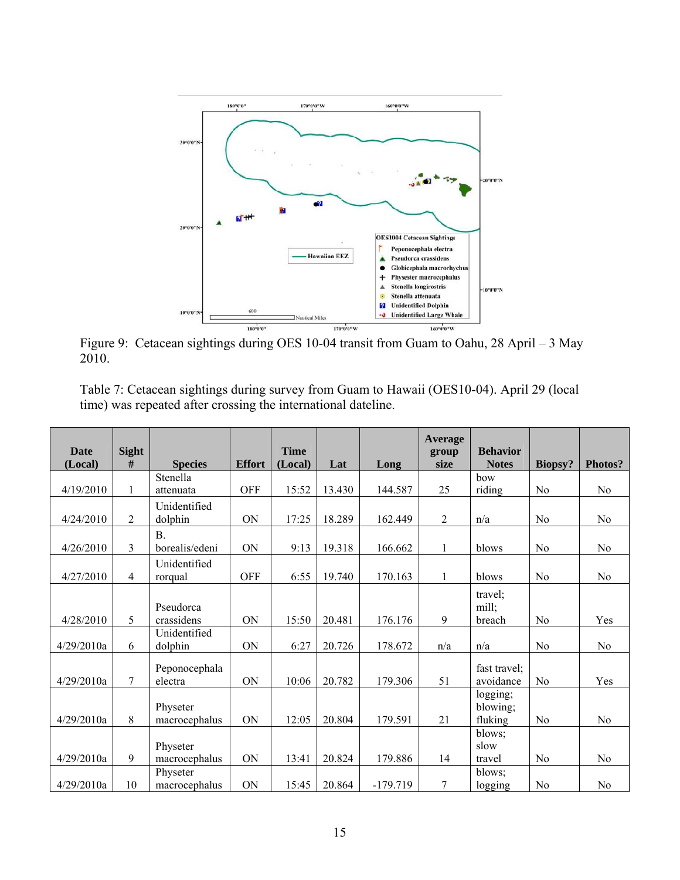Figure 9: Cetacean sightings during OES 10-04 transit from Guam to Oahu, 28 April – 3 May 2010.

Table 7: Cetacean sightings during survey from Guam to Hawaii (OES10-04). April 29 (local time) was repeated after crossing the international dateline.

| Date (Local) | Sight # | Species | Effort | Time (Local) | Lat | Long | Average group size | Behavior Notes | Biopsy? | Photos? |
|---|---|---|---|---|---|---|---|---|---|---|
| 4/19/2010 | 1 | Stenella attenuata | OFF | 15:52 | 13.430 | 144.587 | 25 | bow riding | No | No |
| 4/24/2010 | 2 | Unidentified dolphin | ON | 17:25 | 18.289 | 162.449 | 2 | n/a | No | No |
| 4/26/2010 | 3 | B. borealis/edeni | ON | 9:13 | 19.318 | 166.662 | 1 | blows | No | No |
| 4/27/2010 | 4 | Unidentified rorqual | OFF | 6:55 | 19.740 | 170.163 | 1 | blows | No | No |
| 4/28/2010 | 5 | Pseudorca crassidens | ON | 15:50 | 20.481 | 176.176 | 9 | travel; mill; breach | No | Yes |
| 4/29/2010a | 6 | Unidentified dolphin | ON | 6:27 | 20.726 | 178.672 | n/a | n/a | No | No |
| 4/29/2010a | 7 | Peponocephala electra | ON | 10:06 | 20.782 | 179.306 | 51 | fast travel; avoidance | No | Yes |
| 4/29/2010a | 8 | Physeter macrocephalus | ON | 12:05 | 20.804 | 179.591 | 21 | logging; blowing; fluking | No | No |
| 4/29/2010a | 9 | Physeter macrocephalus | ON | 13:41 | 20.824 | 179.886 | 14 | blows; slow travel | No | No |
| 4/29/2010a | 10 | Physeter macrocephalus | ON | 15:45 | 20.864 | -179.719 | 7 | blows; logging | No | No |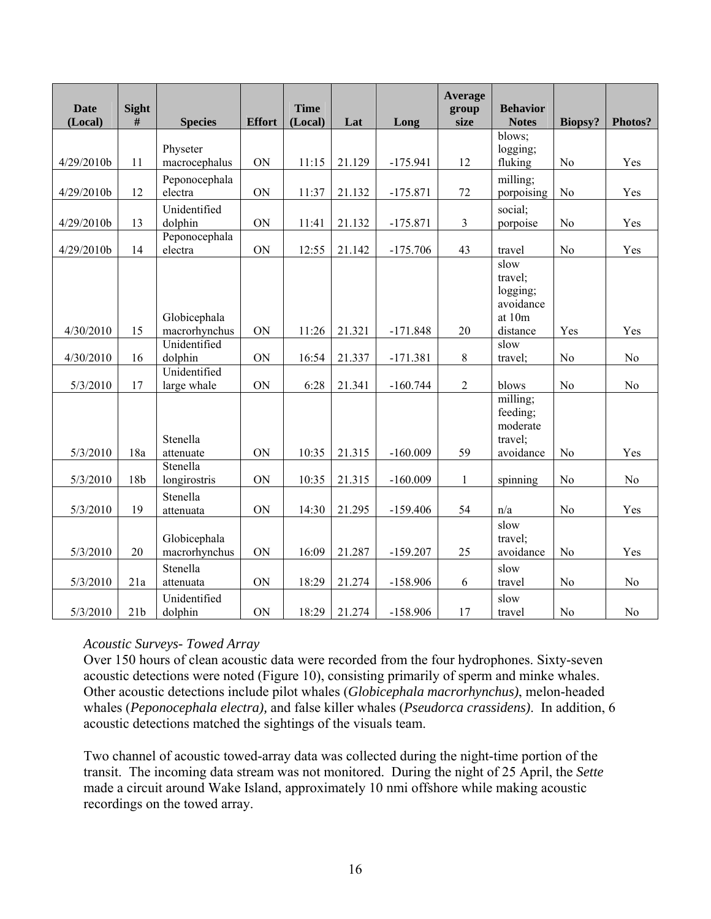| Date (Local) | Sight # | Species | Effort | Time (Local) | Lat | Long | Average group size | Behavior Notes | Biopsy? | Photos? |
|---|---|---|---|---|---|---|---|---|---|---|
| 4/29/2010b | 11 | Physeter macrocephalus | ON | 11:15 | 21.129 | -175.941 | 12 | blows; logging; fluking | No | Yes |
| 4/29/2010b | 12 | Peponocephala electra | ON | 11:37 | 21.132 | -175.871 | 72 | milling; porpoising | No | Yes |
| 4/29/2010b | 13 | Unidentified dolphin | ON | 11:41 | 21.132 | -175.871 | 3 | social; porpoise | No | Yes |
| 4/29/2010b | 14 | Peponocephala electra | ON | 12:55 | 21.142 | -175.706 | 43 | travel | No | Yes |
| 4/30/2010 | 15 | Globicephala macrorhynchus | ON | 11:26 | 21.321 | -171.848 | 20 | slow travel; logging; avoidance at 10m distance | Yes | Yes |
| 4/30/2010 | 16 | Unidentified dolphin | ON | 16:54 | 21.337 | -171.381 | 8 | slow travel; | No | No |
| 5/3/2010 | 17 | Unidentified large whale | ON | 6:28 | 21.341 | -160.744 | 2 | blows | No | No |
| 5/3/2010 | 18a | Stenella attenuate | ON | 10:35 | 21.315 | -160.009 | 59 | milling; feeding; moderate travel; avoidance | No | Yes |
| 5/3/2010 | 18b | Stenella longirostris | ON | 10:35 | 21.315 | -160.009 | 1 | spinning | No | No |
| 5/3/2010 | 19 | Stenella attenuata | ON | 14:30 | 21.295 | -159.406 | 54 | n/a | No | Yes |
| 5/3/2010 | 20 | Globicephala macrorhynchus | ON | 16:09 | 21.287 | -159.207 | 25 | slow travel; avoidance | No | Yes |
| 5/3/2010 | 21a | Stenella attenuata | ON | 18:29 | 21.274 | -158.906 | 6 | slow travel | No | No |
| 5/3/2010 | 21b | Unidentified dolphin | ON | 18:29 | 21.274 | -158.906 | 17 | slow travel | No | No |

*Acoustic Surveys- Towed Array*

Over 150 hours of clean acoustic data were recorded from the four hydrophones. Sixty-seven acoustic detections were noted (Figure 10), consisting primarily of sperm and minke whales. Other acoustic detections include pilot whales (*Globicephala macrorhynchus)*, melon-headed whales (*Peponocephala electra),* and false killer whales (*Pseudorca crassidens).* In addition, 6 acoustic detections matched the sightings of the visuals team.

Two channel of acoustic towed-array data was collected during the night-time portion of the transit. The incoming data stream was not monitored. During the night of 25 April, the *Sette* made a circuit around Wake Island, approximately 10 nmi offshore while making acoustic recordings on the towed array.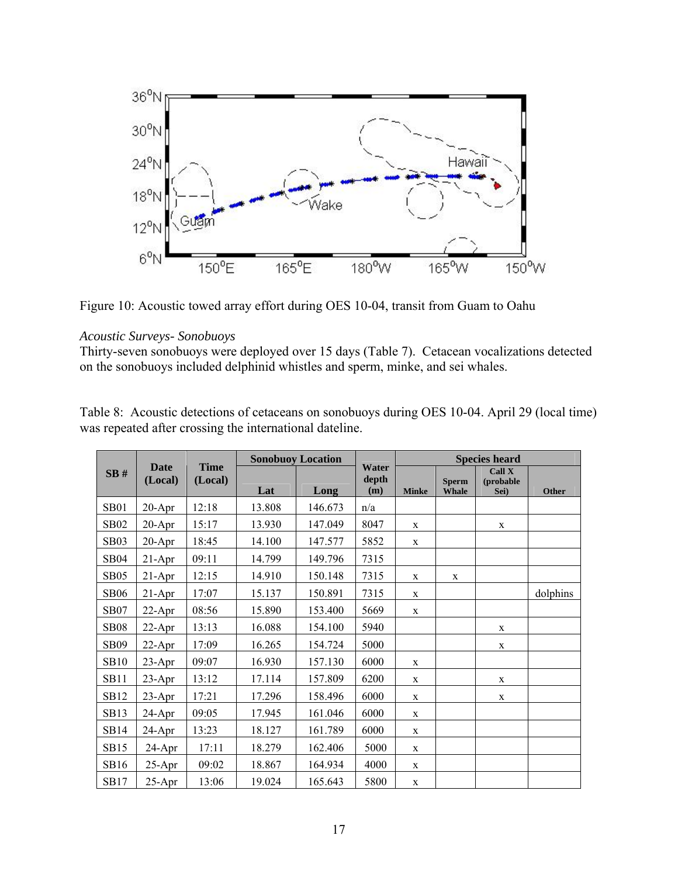Figure 10: Acoustic towed array effort during OES 10-04, transit from Guam to Oahu

*Acoustic Surveys- Sonobuoys*

Thirty-seven sonobuoys were deployed over 15 days (Table 7). Cetacean vocalizations detected on the sonobuoys included delphinid whistles and sperm, minke, and sei whales.

Table 8: Acoustic detections of cetaceans on sonobuoys during OES 10-04. April 29 (local time) was repeated after crossing the international dateline.

| SB # | Date (Local) | Time (Local) | Sonobuoy Location | | Water depth (m) | Species heard | | | |
|---|---|---|---|---|---|---|---|---|---|
| | | | Lat | Long | | Minke | Sperm Whale | Call X (probable Sei) | Other |
| SB01 | 20-Apr | 12:18 | 13.808 | 146.673 | n/a | | | | |
| SB02 | 20-Apr | 15:17 | 13.930 | 147.049 | 8047 | x | | x | |
| SB03 | 20-Apr | 18:45 | 14.100 | 147.577 | 5852 | x | | | |
| SB04 | 21-Apr | 09:11 | 14.799 | 149.796 | 7315 | | | | |
| SB05 | 21-Apr | 12:15 | 14.910 | 150.148 | 7315 | x | x | | |
| SB06 | 21-Apr | 17:07 | 15.137 | 150.891 | 7315 | x | | | dolphins |
| SB07 | 22-Apr | 08:56 | 15.890 | 153.400 | 5669 | x | | | |
| SB08 | 22-Apr | 13:13 | 16.088 | 154.100 | 5940 | | | x | |
| SB09 | 22-Apr | 17:09 | 16.265 | 154.724 | 5000 | | | x | |
| SB10 | 23-Apr | 09:07 | 16.930 | 157.130 | 6000 | x | | | |
| SB11 | 23-Apr | 13:12 | 17.114 | 157.809 | 6200 | x | | x | |
| SB12 | 23-Apr | 17:21 | 17.296 | 158.496 | 6000 | x | | x | |
| SB13 | 24-Apr | 09:05 | 17.945 | 161.046 | 6000 | x | | | |
| SB14 | 24-Apr | 13:23 | 18.127 | 161.789 | 6000 | x | | | |
| SB15 | 24-Apr | 17:11 | 18.279 | 162.406 | 5000 | x | | | |
| SB16 | 25-Apr | 09:02 | 18.867 | 164.934 | 4000 | x | | | |
| SB17 | 25-Apr | 13:06 | 19.024 | 165.643 | 5800 | x | | | |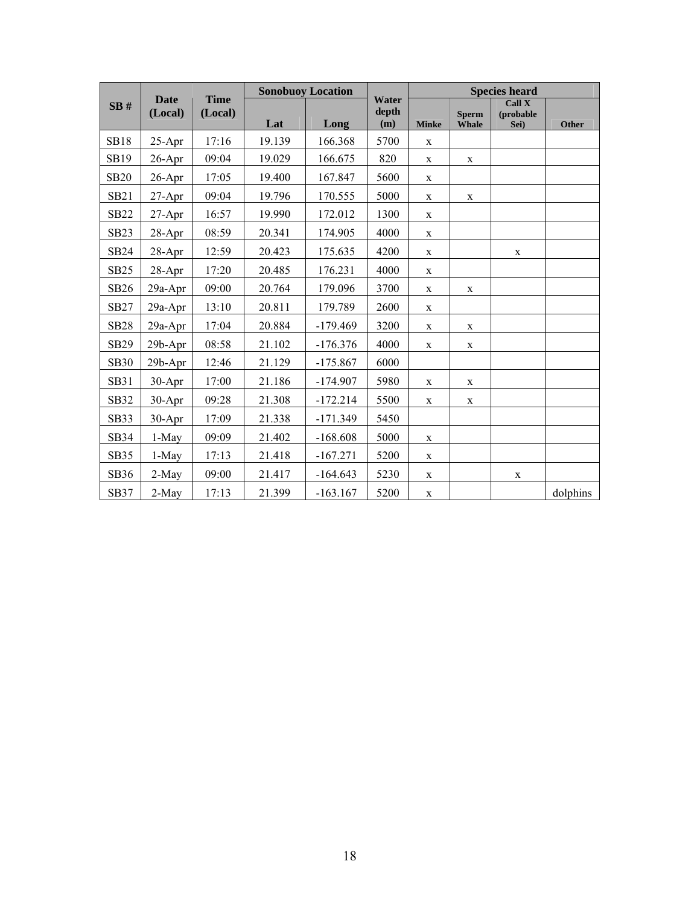| SB # | Date (Local) | Time (Local) | Sonobuoy Location | | Water depth (m) | Species heard | | | |
|---|---|---|---|---|---|---|---|---|---|
| | | | Lat | Long | | Minke | Sperm Whale | Call X (probable Sei) | Other |
| SB18 | 25-Apr | 17:16 | 19.139 | 166.368 | 5700 | x | | | |
| SB19 | 26-Apr | 09:04 | 19.029 | 166.675 | 820 | x | x | | |
| SB20 | 26-Apr | 17:05 | 19.400 | 167.847 | 5600 | x | | | |
| SB21 | 27-Apr | 09:04 | 19.796 | 170.555 | 5000 | x | x | | |
| SB22 | 27-Apr | 16:57 | 19.990 | 172.012 | 1300 | x | | | |
| SB23 | 28-Apr | 08:59 | 20.341 | 174.905 | 4000 | x | | | |
| SB24 | 28-Apr | 12:59 | 20.423 | 175.635 | 4200 | x | | x | |
| SB25 | 28-Apr | 17:20 | 20.485 | 176.231 | 4000 | x | | | |
| SB26 | 29a-Apr | 09:00 | 20.764 | 179.096 | 3700 | x | x | | |
| SB27 | 29a-Apr | 13:10 | 20.811 | 179.789 | 2600 | x | | | |
| SB28 | 29a-Apr | 17:04 | 20.884 | -179.469 | 3200 | x | x | | |
| SB29 | 29b-Apr | 08:58 | 21.102 | -176.376 | 4000 | x | x | | |
| SB30 | 29b-Apr | 12:46 | 21.129 | -175.867 | 6000 | | | | |
| SB31 | 30-Apr | 17:00 | 21.186 | -174.907 | 5980 | x | x | | |
| SB32 | 30-Apr | 09:28 | 21.308 | -172.214 | 5500 | x | x | | |
| SB33 | 30-Apr | 17:09 | 21.338 | -171.349 | 5450 | | | | |
| SB34 | 1-May | 09:09 | 21.402 | -168.608 | 5000 | x | | | |
| SB35 | 1-May | 17:13 | 21.418 | -167.271 | 5200 | x | | | |
| SB36 | 2-May | 09:00 | 21.417 | -164.643 | 5230 | x | | x | |
| SB37 | 2-May | 17:13 | 21.399 | -163.167 | 5200 | x | | | dolphins |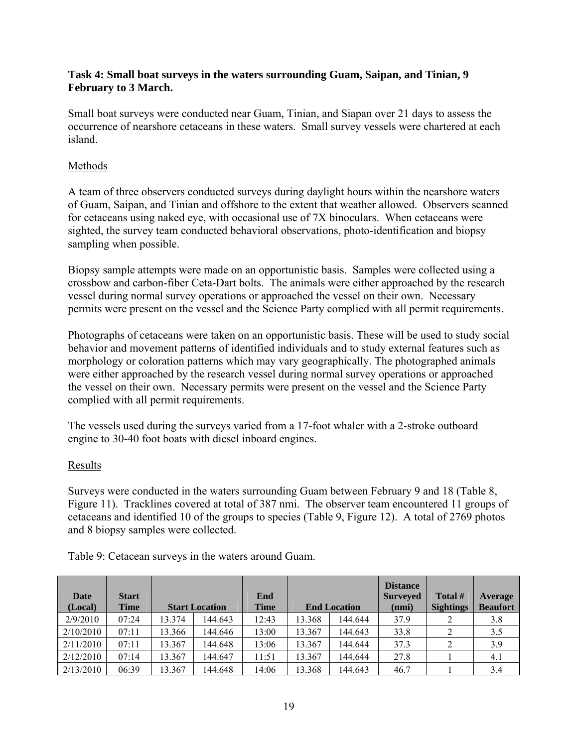**Task 4: Small boat surveys in the waters surrounding Guam, Saipan, and Tinian, 9 February to 3 March.**

Small boat surveys were conducted near Guam, Tinian, and Siapan over 21 days to assess the occurrence of nearshore cetaceans in these waters. Small survey vessels were chartered at each island.

Methods

A team of three observers conducted surveys during daylight hours within the nearshore waters of Guam, Saipan, and Tinian and offshore to the extent that weather allowed. Observers scanned for cetaceans using naked eye, with occasional use of 7X binoculars. When cetaceans were sighted, the survey team conducted behavioral observations, photo-identification and biopsy sampling when possible.

Biopsy sample attempts were made on an opportunistic basis. Samples were collected using a crossbow and carbon-fiber Ceta-Dart bolts. The animals were either approached by the research vessel during normal survey operations or approached the vessel on their own. Necessary permits were present on the vessel and the Science Party complied with all permit requirements.

Photographs of cetaceans were taken on an opportunistic basis. These will be used to study social behavior and movement patterns of identified individuals and to study external features such as morphology or coloration patterns which may vary geographically. The photographed animals were either approached by the research vessel during normal survey operations or approached the vessel on their own. Necessary permits were present on the vessel and the Science Party complied with all permit requirements.

The vessels used during the surveys varied from a 17-foot whaler with a 2-stroke outboard engine to 30-40 foot boats with diesel inboard engines.

Results

Surveys were conducted in the waters surrounding Guam between February 9 and 18 (Table 8, Figure 11). Tracklines covered at total of 387 nmi. The observer team encountered 11 groups of cetaceans and identified 10 of the groups to species (Table 9, Figure 12). A total of 2769 photos and 8 biopsy samples were collected.

Table 9: Cetacean surveys in the waters around Guam.

| Date (Local) | Start Time | Start Location | | End Time | End Location | | Distance Surveyed (nmi) | Total # Sightings | Average Beaufort |
|---|---|---|---|---|---|---|---|---|---|
| 2/9/2010 | 07:24 | 13.374 | 144.643 | 12:43 | 13.368 | 144.644 | 37.9 | 2 | 3.8 |
| 2/10/2010 | 07:11 | 13.366 | 144.646 | 13:00 | 13.367 | 144.643 | 33.8 | 2 | 3.5 |
| 2/11/2010 | 07:11 | 13.367 | 144.648 | 13:06 | 13.367 | 144.644 | 37.3 | 2 | 3.9 |
| 2/12/2010 | 07:14 | 13.367 | 144.647 | 11:51 | 13.367 | 144.644 | 27.8 | 1 | 4.1 |
| 2/13/2010 | 06:39 | 13.367 | 144.648 | 14:06 | 13.368 | 144.643 | 46.7 | 1 | 3.4 |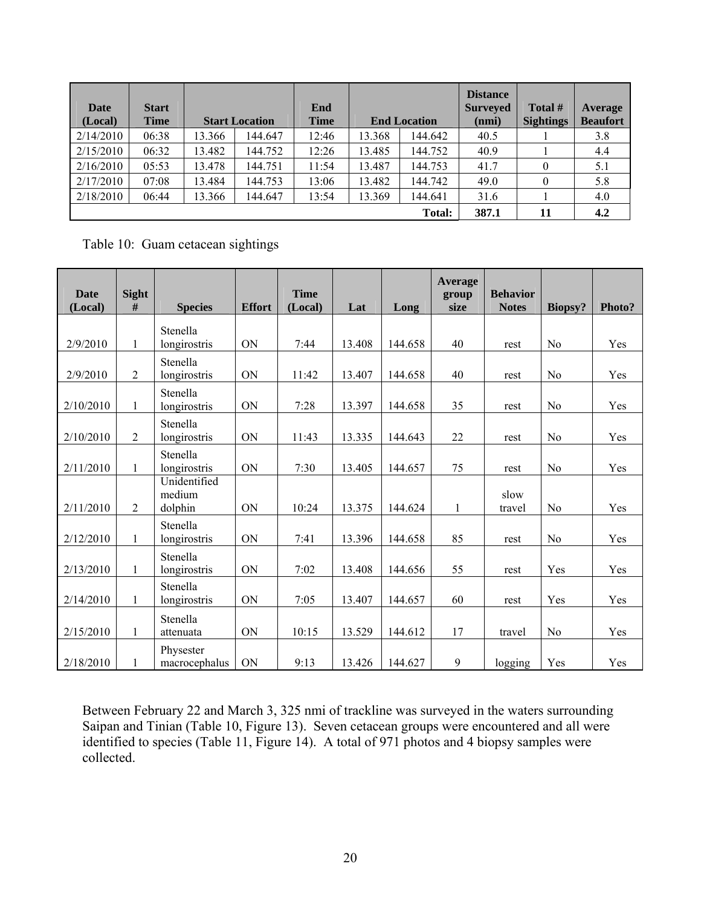| Date (Local) | Start Time | Start Location | | End Time | End Location | | Distance Surveyed (nmi) | Total # Sightings | Average Beaufort |
|---|---|---|---|---|---|---|---|---|---|
| 2/14/2010 | 06:38 | 13.366 | 144.647 | 12:46 | 13.368 | 144.642 | 40.5 | 1 | 3.8 |
| 2/15/2010 | 06:32 | 13.482 | 144.752 | 12:26 | 13.485 | 144.752 | 40.9 | 1 | 4.4 |
| 2/16/2010 | 05:53 | 13.478 | 144.751 | 11:54 | 13.487 | 144.753 | 41.7 | 0 | 5.1 |
| 2/17/2010 | 07:08 | 13.484 | 144.753 | 13:06 | 13.482 | 144.742 | 49.0 | 0 | 5.8 |
| 2/18/2010 | 06:44 | 13.366 | 144.647 | 13:54 | 13.369 | 144.641 | 31.6 | 1 | 4.0 |
| | | | | | | **Total:** | **387.1** | **11** | **4.2** |

Table 10: Guam cetacean sightings

| Date (Local) | Sight # | Species | Effort | Time (Local) | Lat | Long | Average group size | Behavior Notes | Biopsy? | Photo? |
|---|---|---|---|---|---|---|---|---|---|---|
| 2/9/2010 | 1 | Stenella longirostris | ON | 7:44 | 13.408 | 144.658 | 40 | rest | No | Yes |
| 2/9/2010 | 2 | Stenella longirostris | ON | 11:42 | 13.407 | 144.658 | 40 | rest | No | Yes |
| 2/10/2010 | 1 | Stenella longirostris | ON | 7:28 | 13.397 | 144.658 | 35 | rest | No | Yes |
| 2/10/2010 | 2 | Stenella longirostris | ON | 11:43 | 13.335 | 144.643 | 22 | rest | No | Yes |
| 2/11/2010 | 1 | Stenella longirostris | ON | 7:30 | 13.405 | 144.657 | 75 | rest | No | Yes |
| 2/11/2010 | 2 | Unidentified medium dolphin | ON | 10:24 | 13.375 | 144.624 | 1 | slow travel | No | Yes |
| 2/12/2010 | 1 | Stenella longirostris | ON | 7:41 | 13.396 | 144.658 | 85 | rest | No | Yes |
| 2/13/2010 | 1 | Stenella longirostris | ON | 7:02 | 13.408 | 144.656 | 55 | rest | Yes | Yes |
| 2/14/2010 | 1 | Stenella longirostris | ON | 7:05 | 13.407 | 144.657 | 60 | rest | Yes | Yes |
| 2/15/2010 | 1 | Stenella attenuata | ON | 10:15 | 13.529 | 144.612 | 17 | travel | No | Yes |
| 2/18/2010 | 1 | Physester macrocephalus | ON | 9:13 | 13.426 | 144.627 | 9 | logging | Yes | Yes |

Between February 22 and March 3, 325 nmi of trackline was surveyed in the waters surrounding Saipan and Tinian (Table 10, Figure 13). Seven cetacean groups were encountered and all were identified to species (Table 11, Figure 14). A total of 971 photos and 4 biopsy samples were collected.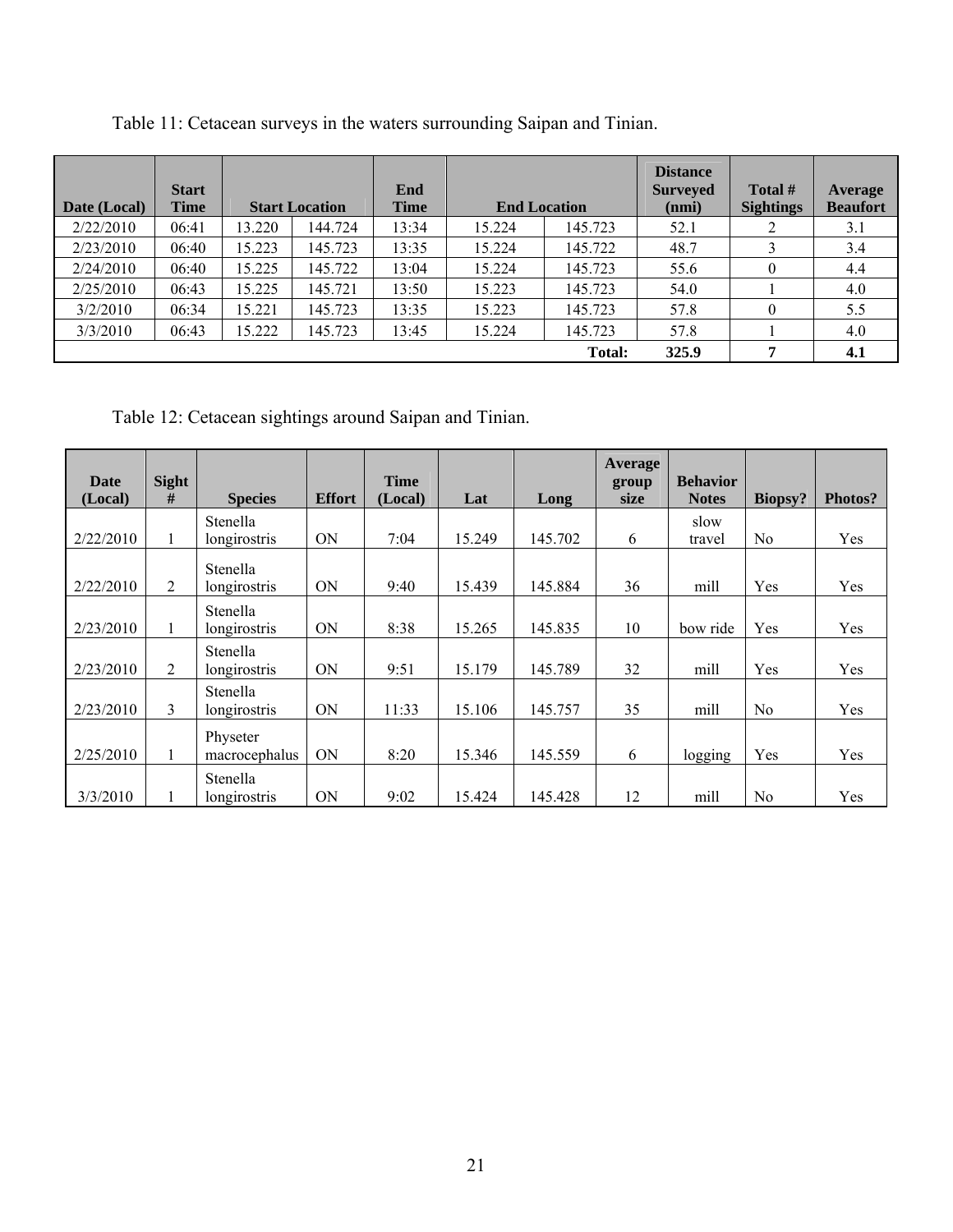Table 11: Cetacean surveys in the waters surrounding Saipan and Tinian.

| Date (Local) | Start Time | Start Location | | End Time | End Location | | Distance Surveyed (nmi) | Total # Sightings | Average Beaufort |
|---|---|---|---|---|---|---|---|---|---|
| 2/22/2010 | 06:41 | 13.220 | 144.724 | 13:34 | 15.224 | 145.723 | 52.1 | 2 | 3.1 |
| 2/23/2010 | 06:40 | 15.223 | 145.723 | 13:35 | 15.224 | 145.722 | 48.7 | 3 | 3.4 |
| 2/24/2010 | 06:40 | 15.225 | 145.722 | 13:04 | 15.224 | 145.723 | 55.6 | 0 | 4.4 |
| 2/25/2010 | 06:43 | 15.225 | 145.721 | 13:50 | 15.223 | 145.723 | 54.0 | 1 | 4.0 |
| 3/2/2010 | 06:34 | 15.221 | 145.723 | 13:35 | 15.223 | 145.723 | 57.8 | 0 | 5.5 |
| 3/3/2010 | 06:43 | 15.222 | 145.723 | 13:45 | 15.224 | 145.723 | 57.8 | 1 | 4.0 |
| | | | | | | **Total:** | **325.9** | **7** | **4.1** |

Table 12: Cetacean sightings around Saipan and Tinian.

| Date (Local) | Sight # | Species | Effort | Time (Local) | Lat | Long | Average group size | Behavior Notes | Biopsy? | Photos? |
|---|---|---|---|---|---|---|---|---|---|---|
| 2/22/2010 | 1 | Stenella longirostris | ON | 7:04 | 15.249 | 145.702 | 6 | slow travel | No | Yes |
| 2/22/2010 | 2 | Stenella longirostris | ON | 9:40 | 15.439 | 145.884 | 36 | mill | Yes | Yes |
| 2/23/2010 | 1 | Stenella longirostris | ON | 8:38 | 15.265 | 145.835 | 10 | bow ride | Yes | Yes |
| 2/23/2010 | 2 | Stenella longirostris | ON | 9:51 | 15.179 | 145.789 | 32 | mill | Yes | Yes |
| 2/23/2010 | 3 | Stenella longirostris | ON | 11:33 | 15.106 | 145.757 | 35 | mill | No | Yes |
| 2/25/2010 | 1 | Physeter macrocephalus | ON | 8:20 | 15.346 | 145.559 | 6 | logging | Yes | Yes |
| 3/3/2010 | 1 | Stenella longirostris | ON | 9:02 | 15.424 | 145.428 | 12 | mill | No | Yes |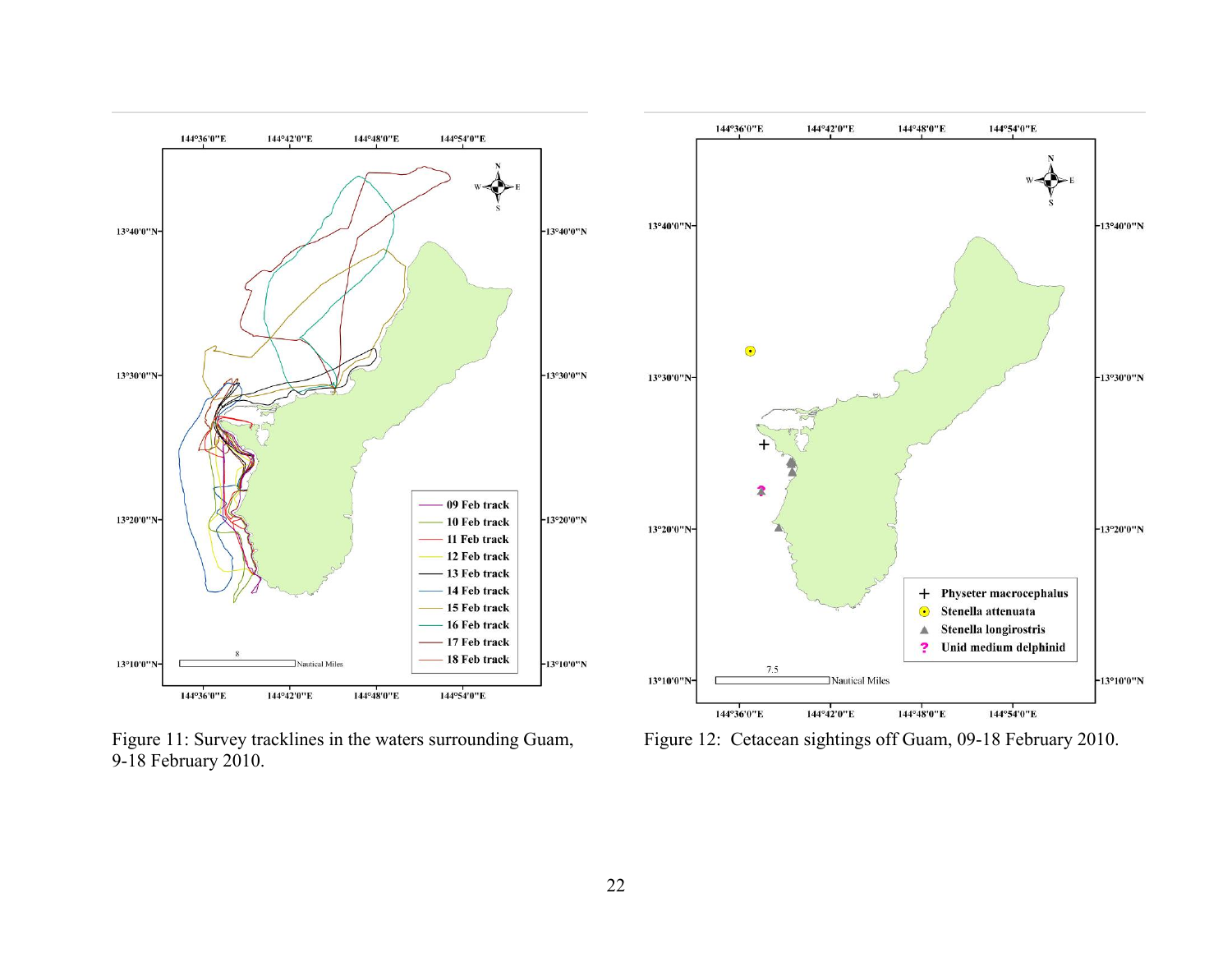Figure 11: Survey tracklines in the waters surrounding Guam, 9-18 February 2010.

Figure 12: Cetacean sightings off Guam, 09-18 February 2010.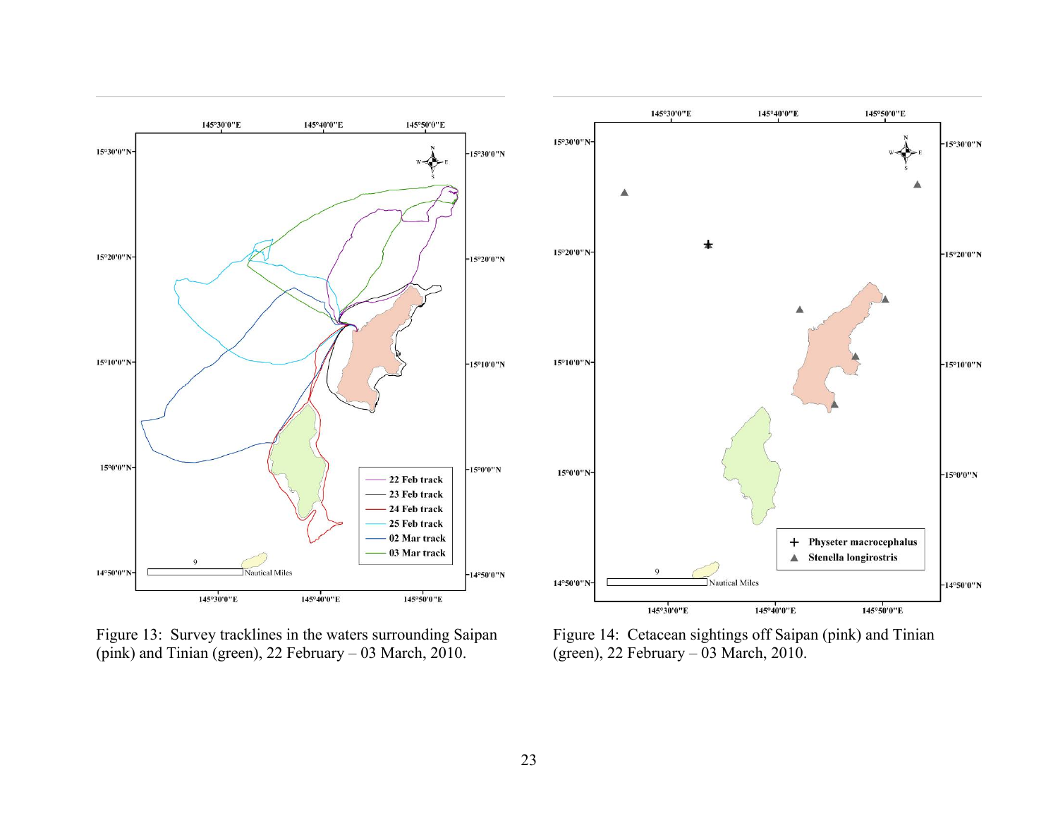145°30'0"E
145°40'0"E
145°50'0"E
15°30'0"N
15°20'0"N
15°10'0"N
15°0'0"N
14°50'0"N
N
W
E
S
22 Feb track
23 Feb track
24 Feb track
25 Feb track
02 Mar track
03 Mar track
9
Nautical Miles

Figure 13: Survey tracklines in the waters surrounding Saipan (pink) and Tinian (green), 22 February – 03 March, 2010.

145°30'0"E
145°40'0"E
145°50'0"E
15°30'0"N
15°20'0"N
15°10'0"N
15°0'0"N
14°50'0"N
N
W
E
S
Physeter macrocephalus
Stenella longirostris
9
Nautical Miles

Figure 14: Cetacean sightings off Saipan (pink) and Tinian (green), 22 February – 03 March, 2010.